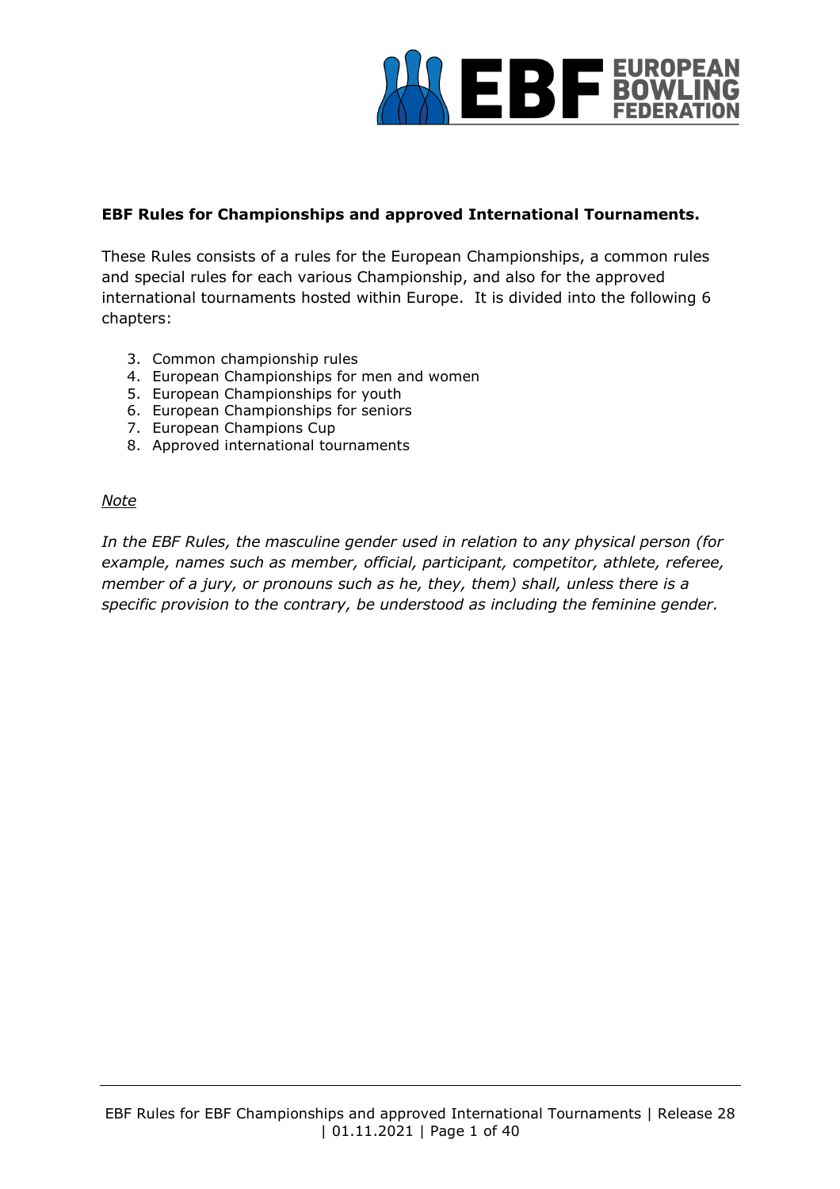**EBF Rules for Championships and approved International Tournaments.**

These Rules consists of a rules for the European Championships, a common rules and special rules for each various Championship, and also for the approved international tournaments hosted within Europe. It is divided into the following 6 chapters:

3. Common championship rules
4. European Championships for men and women
5. European Championships for youth
6. European Championships for seniors
7. European Champions Cup
8. Approved international tournaments

*Note*

*In the EBF Rules, the masculine gender used in relation to any physical person (for example, names such as member, official, participant, competitor, athlete, referee, member of a jury, or pronouns such as he, they, them) shall, unless there is a specific provision to the contrary, be understood as including the feminine gender.*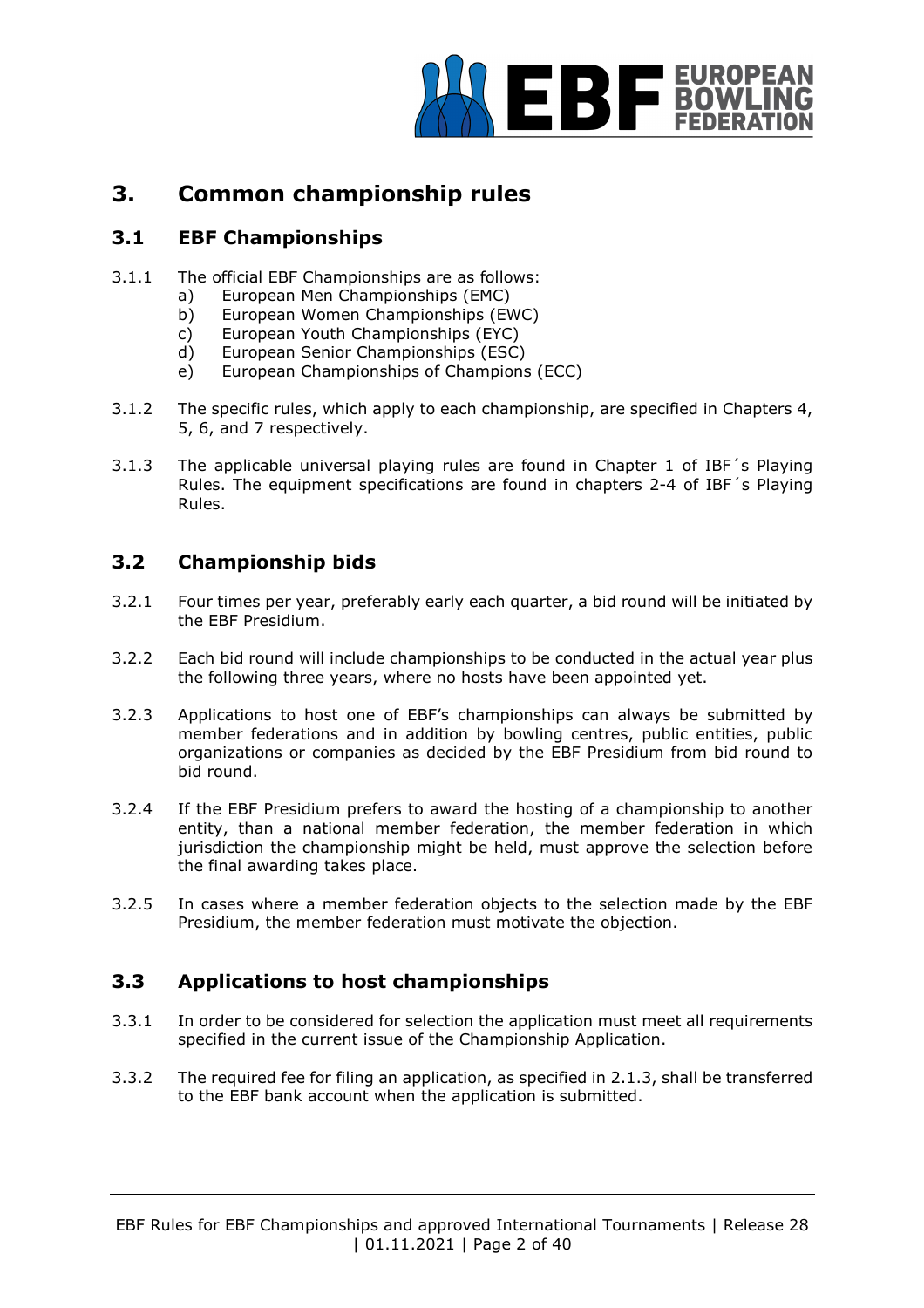# 3. Common championship rules

## 3.1 EBF Championships

3.1.1 The official EBF Championships are as follows:

a) European Men Championships (EMC)
b) European Women Championships (EWC)
c) European Youth Championships (EYC)
d) European Senior Championships (ESC)
e) European Championships of Champions (ECC)

3.1.2 The specific rules, which apply to each championship, are specified in Chapters 4, 5, 6, and 7 respectively.

3.1.3 The applicable universal playing rules are found in Chapter 1 of IBF´s Playing Rules. The equipment specifications are found in chapters 2-4 of IBF´s Playing Rules.

## 3.2 Championship bids

3.2.1 Four times per year, preferably early each quarter, a bid round will be initiated by the EBF Presidium.

3.2.2 Each bid round will include championships to be conducted in the actual year plus the following three years, where no hosts have been appointed yet.

3.2.3 Applications to host one of EBF's championships can always be submitted by member federations and in addition by bowling centres, public entities, public organizations or companies as decided by the EBF Presidium from bid round to bid round.

3.2.4 If the EBF Presidium prefers to award the hosting of a championship to another entity, than a national member federation, the member federation in which jurisdiction the championship might be held, must approve the selection before the final awarding takes place.

3.2.5 In cases where a member federation objects to the selection made by the EBF Presidium, the member federation must motivate the objection.

## 3.3 Applications to host championships

3.3.1 In order to be considered for selection the application must meet all requirements specified in the current issue of the Championship Application.

3.3.2 The required fee for filing an application, as specified in 2.1.3, shall be transferred to the EBF bank account when the application is submitted.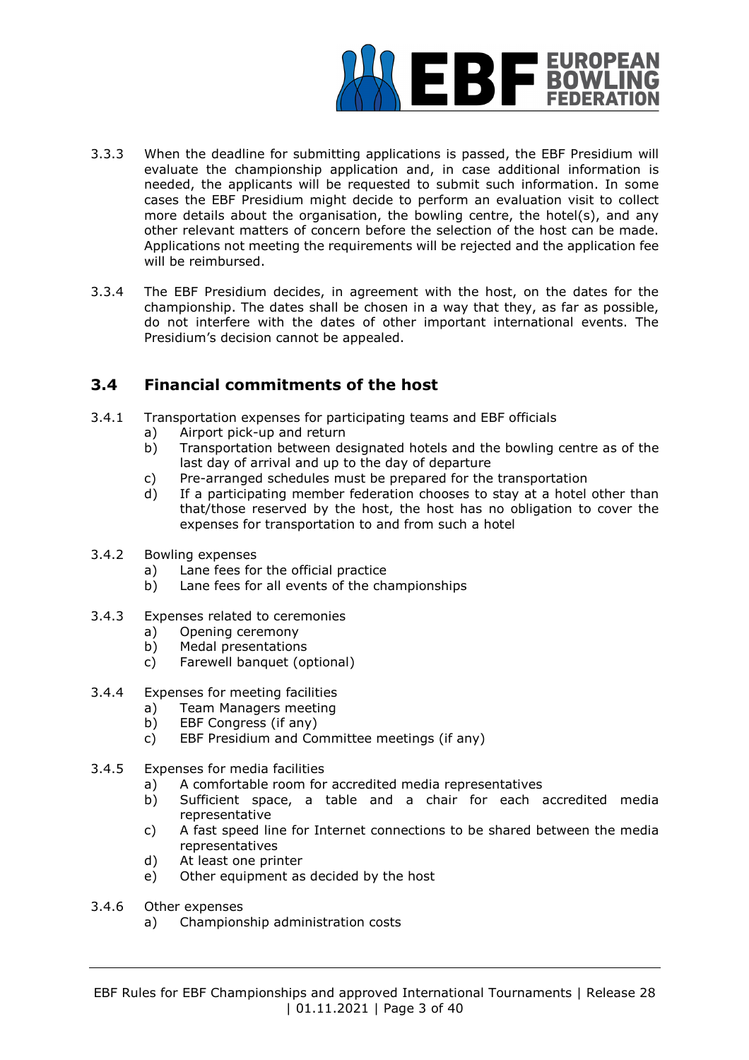3.3.3 When the deadline for submitting applications is passed, the EBF Presidium will evaluate the championship application and, in case additional information is needed, the applicants will be requested to submit such information. In some cases the EBF Presidium might decide to perform an evaluation visit to collect more details about the organisation, the bowling centre, the hotel(s), and any other relevant matters of concern before the selection of the host can be made. Applications not meeting the requirements will be rejected and the application fee will be reimbursed.

3.3.4 The EBF Presidium decides, in agreement with the host, on the dates for the championship. The dates shall be chosen in a way that they, as far as possible, do not interfere with the dates of other important international events. The Presidium's decision cannot be appealed.

## 3.4 Financial commitments of the host

3.4.1 Transportation expenses for participating teams and EBF officials

- a) Airport pick-up and return
- b) Transportation between designated hotels and the bowling centre as of the last day of arrival and up to the day of departure
- c) Pre-arranged schedules must be prepared for the transportation
- d) If a participating member federation chooses to stay at a hotel other than that/those reserved by the host, the host has no obligation to cover the expenses for transportation to and from such a hotel

3.4.2 Bowling expenses

- a) Lane fees for the official practice
- b) Lane fees for all events of the championships

3.4.3 Expenses related to ceremonies

- a) Opening ceremony
- b) Medal presentations
- c) Farewell banquet (optional)

3.4.4 Expenses for meeting facilities

- a) Team Managers meeting
- b) EBF Congress (if any)
- c) EBF Presidium and Committee meetings (if any)

3.4.5 Expenses for media facilities

- a) A comfortable room for accredited media representatives
- b) Sufficient space, a table and a chair for each accredited media representative
- c) A fast speed line for Internet connections to be shared between the media representatives
- d) At least one printer
- e) Other equipment as decided by the host

3.4.6 Other expenses

- a) Championship administration costs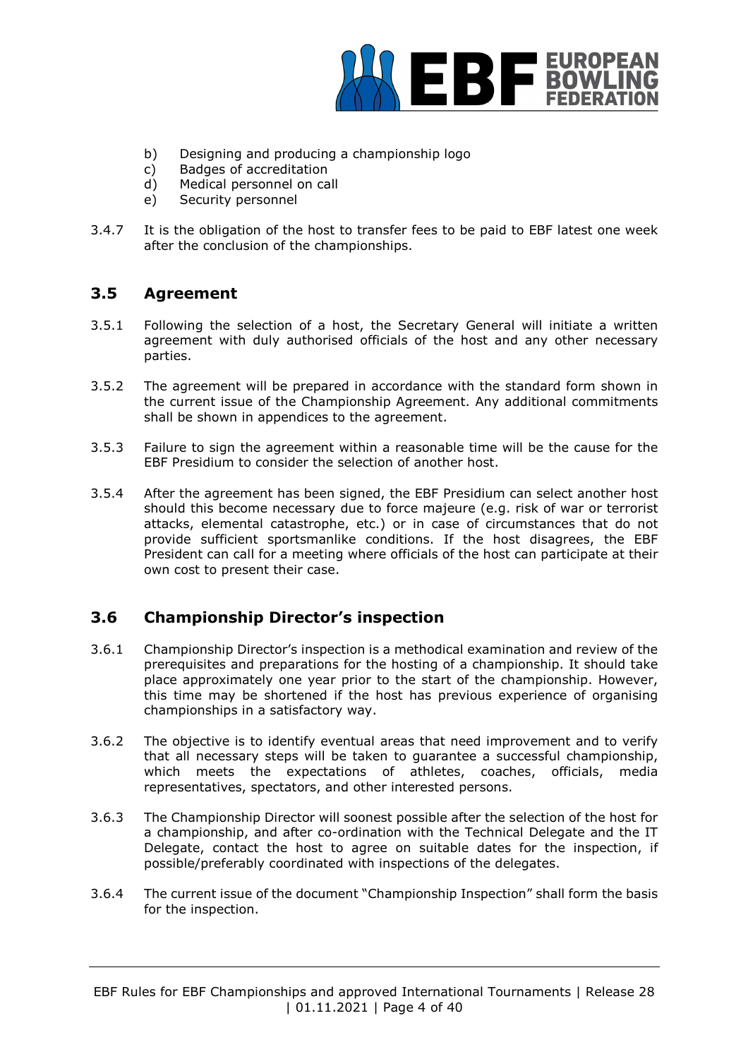b) Designing and producing a championship logo
c) Badges of accreditation
d) Medical personnel on call
e) Security personnel

3.4.7 It is the obligation of the host to transfer fees to be paid to EBF latest one week after the conclusion of the championships.

## 3.5 Agreement

3.5.1 Following the selection of a host, the Secretary General will initiate a written agreement with duly authorised officials of the host and any other necessary parties.

3.5.2 The agreement will be prepared in accordance with the standard form shown in the current issue of the Championship Agreement. Any additional commitments shall be shown in appendices to the agreement.

3.5.3 Failure to sign the agreement within a reasonable time will be the cause for the EBF Presidium to consider the selection of another host.

3.5.4 After the agreement has been signed, the EBF Presidium can select another host should this become necessary due to force majeure (e.g. risk of war or terrorist attacks, elemental catastrophe, etc.) or in case of circumstances that do not provide sufficient sportsmanlike conditions. If the host disagrees, the EBF President can call for a meeting where officials of the host can participate at their own cost to present their case.

## 3.6 Championship Director's inspection

3.6.1 Championship Director's inspection is a methodical examination and review of the prerequisites and preparations for the hosting of a championship. It should take place approximately one year prior to the start of the championship. However, this time may be shortened if the host has previous experience of organising championships in a satisfactory way.

3.6.2 The objective is to identify eventual areas that need improvement and to verify that all necessary steps will be taken to guarantee a successful championship, which meets the expectations of athletes, coaches, officials, media representatives, spectators, and other interested persons.

3.6.3 The Championship Director will soonest possible after the selection of the host for a championship, and after co-ordination with the Technical Delegate and the IT Delegate, contact the host to agree on suitable dates for the inspection, if possible/preferably coordinated with inspections of the delegates.

3.6.4 The current issue of the document "Championship Inspection" shall form the basis for the inspection.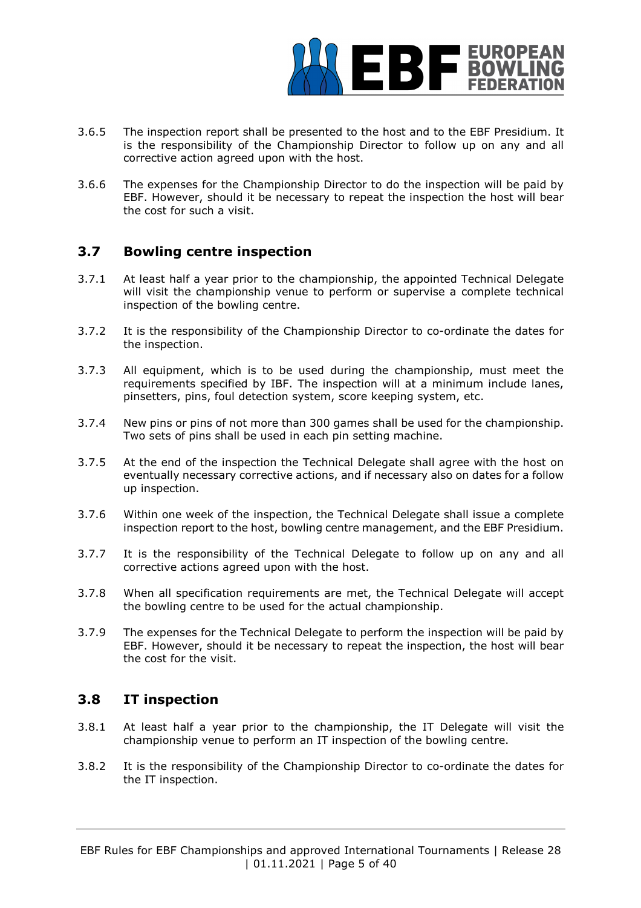3.6.5 The inspection report shall be presented to the host and to the EBF Presidium. It is the responsibility of the Championship Director to follow up on any and all corrective action agreed upon with the host.

3.6.6 The expenses for the Championship Director to do the inspection will be paid by EBF. However, should it be necessary to repeat the inspection the host will bear the cost for such a visit.

## 3.7 Bowling centre inspection

3.7.1 At least half a year prior to the championship, the appointed Technical Delegate will visit the championship venue to perform or supervise a complete technical inspection of the bowling centre.

3.7.2 It is the responsibility of the Championship Director to co-ordinate the dates for the inspection.

3.7.3 All equipment, which is to be used during the championship, must meet the requirements specified by IBF. The inspection will at a minimum include lanes, pinsetters, pins, foul detection system, score keeping system, etc.

3.7.4 New pins or pins of not more than 300 games shall be used for the championship. Two sets of pins shall be used in each pin setting machine.

3.7.5 At the end of the inspection the Technical Delegate shall agree with the host on eventually necessary corrective actions, and if necessary also on dates for a follow up inspection.

3.7.6 Within one week of the inspection, the Technical Delegate shall issue a complete inspection report to the host, bowling centre management, and the EBF Presidium.

3.7.7 It is the responsibility of the Technical Delegate to follow up on any and all corrective actions agreed upon with the host.

3.7.8 When all specification requirements are met, the Technical Delegate will accept the bowling centre to be used for the actual championship.

3.7.9 The expenses for the Technical Delegate to perform the inspection will be paid by EBF. However, should it be necessary to repeat the inspection, the host will bear the cost for the visit.

## 3.8 IT inspection

3.8.1 At least half a year prior to the championship, the IT Delegate will visit the championship venue to perform an IT inspection of the bowling centre.

3.8.2 It is the responsibility of the Championship Director to co-ordinate the dates for the IT inspection.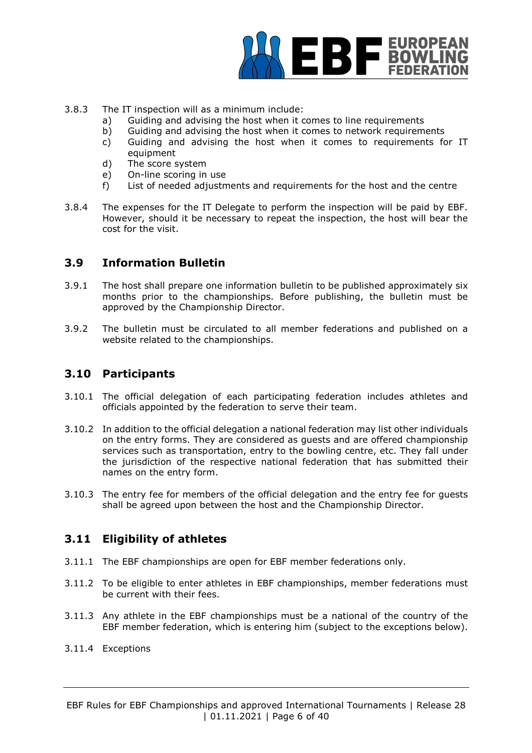3.8.3 The IT inspection will as a minimum include:

a) Guiding and advising the host when it comes to line requirements
b) Guiding and advising the host when it comes to network requirements
c) Guiding and advising the host when it comes to requirements for IT equipment
d) The score system
e) On-line scoring in use
f) List of needed adjustments and requirements for the host and the centre

3.8.4 The expenses for the IT Delegate to perform the inspection will be paid by EBF. However, should it be necessary to repeat the inspection, the host will bear the cost for the visit.

## 3.9 Information Bulletin

3.9.1 The host shall prepare one information bulletin to be published approximately six months prior to the championships. Before publishing, the bulletin must be approved by the Championship Director.

3.9.2 The bulletin must be circulated to all member federations and published on a website related to the championships.

## 3.10 Participants

3.10.1 The official delegation of each participating federation includes athletes and officials appointed by the federation to serve their team.

3.10.2 In addition to the official delegation a national federation may list other individuals on the entry forms. They are considered as guests and are offered championship services such as transportation, entry to the bowling centre, etc. They fall under the jurisdiction of the respective national federation that has submitted their names on the entry form.

3.10.3 The entry fee for members of the official delegation and the entry fee for guests shall be agreed upon between the host and the Championship Director.

## 3.11 Eligibility of athletes

3.11.1 The EBF championships are open for EBF member federations only.

3.11.2 To be eligible to enter athletes in EBF championships, member federations must be current with their fees.

3.11.3 Any athlete in the EBF championships must be a national of the country of the EBF member federation, which is entering him (subject to the exceptions below).

3.11.4 Exceptions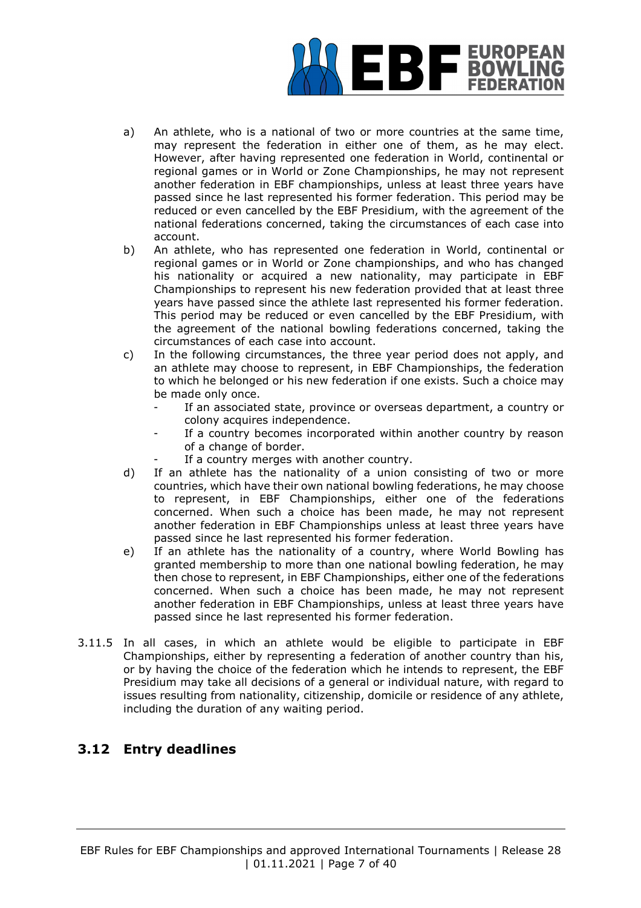a) An athlete, who is a national of two or more countries at the same time, may represent the federation in either one of them, as he may elect. However, after having represented one federation in World, continental or regional games or in World or Zone Championships, he may not represent another federation in EBF championships, unless at least three years have passed since he last represented his former federation. This period may be reduced or even cancelled by the EBF Presidium, with the agreement of the national federations concerned, taking the circumstances of each case into account.

b) An athlete, who has represented one federation in World, continental or regional games or in World or Zone championships, and who has changed his nationality or acquired a new nationality, may participate in EBF Championships to represent his new federation provided that at least three years have passed since the athlete last represented his former federation. This period may be reduced or even cancelled by the EBF Presidium, with the agreement of the national bowling federations concerned, taking the circumstances of each case into account.

c) In the following circumstances, the three year period does not apply, and an athlete may choose to represent, in EBF Championships, the federation to which he belonged or his new federation if one exists. Such a choice may be made only once.
   - If an associated state, province or overseas department, a country or colony acquires independence.
   - If a country becomes incorporated within another country by reason of a change of border.
   - If a country merges with another country.

d) If an athlete has the nationality of a union consisting of two or more countries, which have their own national bowling federations, he may choose to represent, in EBF Championships, either one of the federations concerned. When such a choice has been made, he may not represent another federation in EBF Championships unless at least three years have passed since he last represented his former federation.

e) If an athlete has the nationality of a country, where World Bowling has granted membership to more than one national bowling federation, he may then chose to represent, in EBF Championships, either one of the federations concerned. When such a choice has been made, he may not represent another federation in EBF Championships, unless at least three years have passed since he last represented his former federation.

3.11.5 In all cases, in which an athlete would be eligible to participate in EBF Championships, either by representing a federation of another country than his, or by having the choice of the federation which he intends to represent, the EBF Presidium may take all decisions of a general or individual nature, with regard to issues resulting from nationality, citizenship, domicile or residence of any athlete, including the duration of any waiting period.

## 3.12 Entry deadlines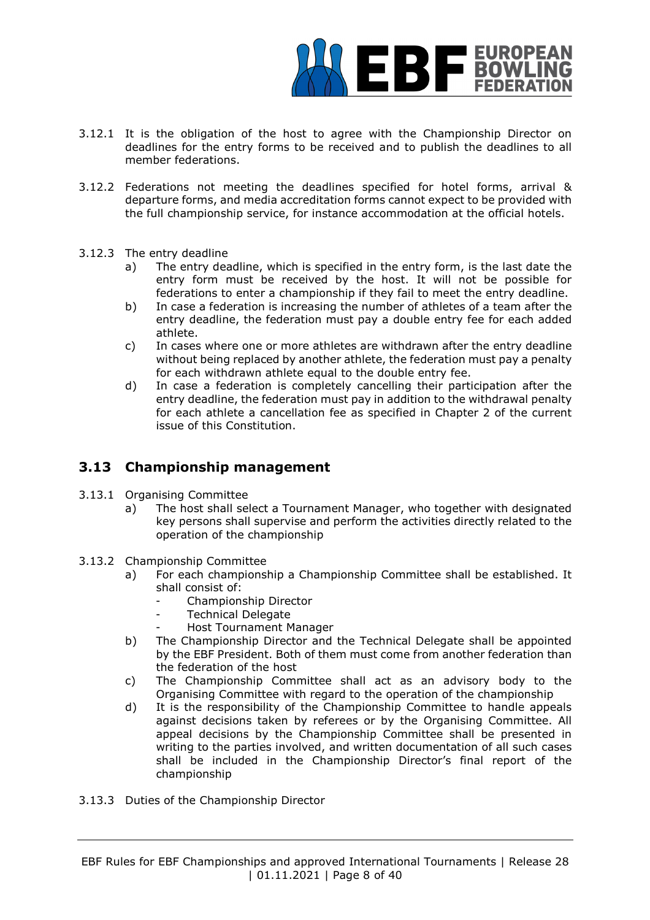3.12.1 It is the obligation of the host to agree with the Championship Director on deadlines for the entry forms to be received and to publish the deadlines to all member federations.

3.12.2 Federations not meeting the deadlines specified for hotel forms, arrival & departure forms, and media accreditation forms cannot expect to be provided with the full championship service, for instance accommodation at the official hotels.

3.12.3 The entry deadline

a) The entry deadline, which is specified in the entry form, is the last date the entry form must be received by the host. It will not be possible for federations to enter a championship if they fail to meet the entry deadline.

b) In case a federation is increasing the number of athletes of a team after the entry deadline, the federation must pay a double entry fee for each added athlete.

c) In cases where one or more athletes are withdrawn after the entry deadline without being replaced by another athlete, the federation must pay a penalty for each withdrawn athlete equal to the double entry fee.

d) In case a federation is completely cancelling their participation after the entry deadline, the federation must pay in addition to the withdrawal penalty for each athlete a cancellation fee as specified in Chapter 2 of the current issue of this Constitution.

## 3.13 Championship management

3.13.1 Organising Committee

a) The host shall select a Tournament Manager, who together with designated key persons shall supervise and perform the activities directly related to the operation of the championship

3.13.2 Championship Committee

a) For each championship a Championship Committee shall be established. It shall consist of:
   - Championship Director
   - Technical Delegate
   - Host Tournament Manager

b) The Championship Director and the Technical Delegate shall be appointed by the EBF President. Both of them must come from another federation than the federation of the host

c) The Championship Committee shall act as an advisory body to the Organising Committee with regard to the operation of the championship

d) It is the responsibility of the Championship Committee to handle appeals against decisions taken by referees or by the Organising Committee. All appeal decisions by the Championship Committee shall be presented in writing to the parties involved, and written documentation of all such cases shall be included in the Championship Director's final report of the championship

3.13.3 Duties of the Championship Director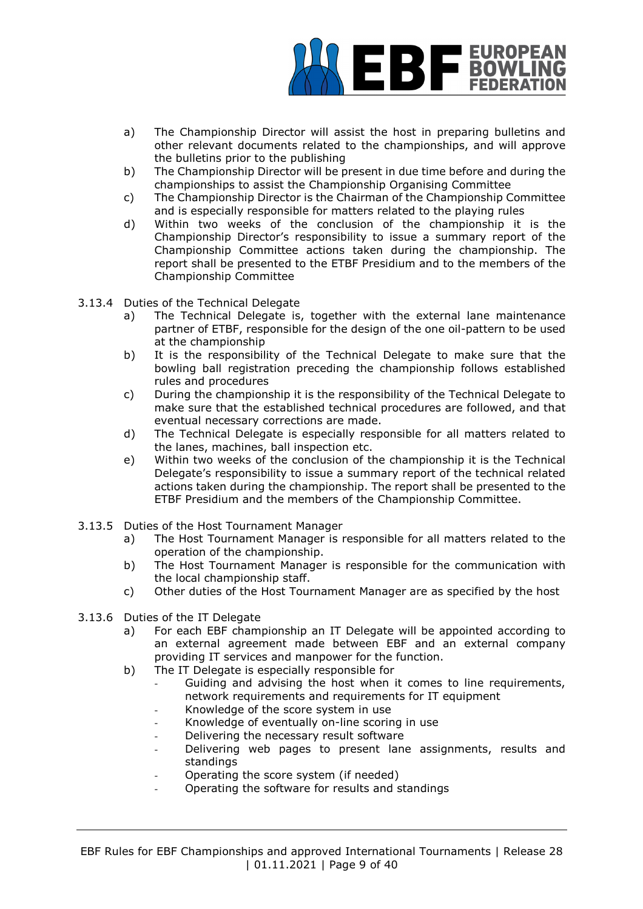a) The Championship Director will assist the host in preparing bulletins and other relevant documents related to the championships, and will approve the bulletins prior to the publishing

b) The Championship Director will be present in due time before and during the championships to assist the Championship Organising Committee

c) The Championship Director is the Chairman of the Championship Committee and is especially responsible for matters related to the playing rules

d) Within two weeks of the conclusion of the championship it is the Championship Director's responsibility to issue a summary report of the Championship Committee actions taken during the championship. The report shall be presented to the ETBF Presidium and to the members of the Championship Committee

3.13.4 Duties of the Technical Delegate

a) The Technical Delegate is, together with the external lane maintenance partner of ETBF, responsible for the design of the one oil-pattern to be used at the championship

b) It is the responsibility of the Technical Delegate to make sure that the bowling ball registration preceding the championship follows established rules and procedures

c) During the championship it is the responsibility of the Technical Delegate to make sure that the established technical procedures are followed, and that eventual necessary corrections are made.

d) The Technical Delegate is especially responsible for all matters related to the lanes, machines, ball inspection etc.

e) Within two weeks of the conclusion of the championship it is the Technical Delegate's responsibility to issue a summary report of the technical related actions taken during the championship. The report shall be presented to the ETBF Presidium and the members of the Championship Committee.

3.13.5 Duties of the Host Tournament Manager

a) The Host Tournament Manager is responsible for all matters related to the operation of the championship.

b) The Host Tournament Manager is responsible for the communication with the local championship staff.

c) Other duties of the Host Tournament Manager are as specified by the host

3.13.6 Duties of the IT Delegate

a) For each EBF championship an IT Delegate will be appointed according to an external agreement made between EBF and an external company providing IT services and manpower for the function.

b) The IT Delegate is especially responsible for

- Guiding and advising the host when it comes to line requirements, network requirements and requirements for IT equipment
- Knowledge of the score system in use
- Knowledge of eventually on-line scoring in use
- Delivering the necessary result software
- Delivering web pages to present lane assignments, results and standings
- Operating the score system (if needed)
- Operating the software for results and standings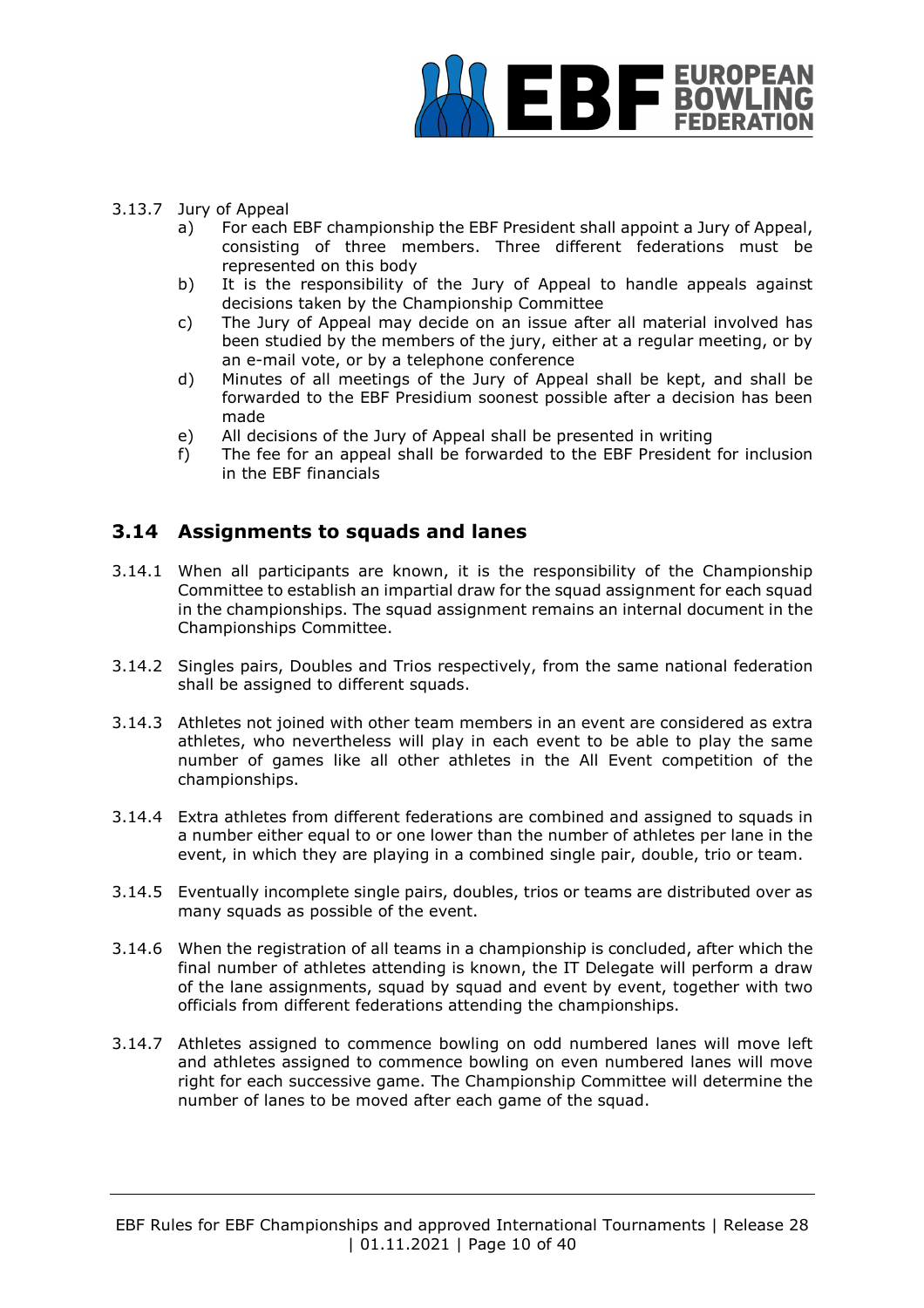3.13.7 Jury of Appeal

a) For each EBF championship the EBF President shall appoint a Jury of Appeal, consisting of three members. Three different federations must be represented on this body
b) It is the responsibility of the Jury of Appeal to handle appeals against decisions taken by the Championship Committee
c) The Jury of Appeal may decide on an issue after all material involved has been studied by the members of the jury, either at a regular meeting, or by an e-mail vote, or by a telephone conference
d) Minutes of all meetings of the Jury of Appeal shall be kept, and shall be forwarded to the EBF Presidium soonest possible after a decision has been made
e) All decisions of the Jury of Appeal shall be presented in writing
f) The fee for an appeal shall be forwarded to the EBF President for inclusion in the EBF financials

## 3.14 Assignments to squads and lanes

3.14.1 When all participants are known, it is the responsibility of the Championship Committee to establish an impartial draw for the squad assignment for each squad in the championships. The squad assignment remains an internal document in the Championships Committee.

3.14.2 Singles pairs, Doubles and Trios respectively, from the same national federation shall be assigned to different squads.

3.14.3 Athletes not joined with other team members in an event are considered as extra athletes, who nevertheless will play in each event to be able to play the same number of games like all other athletes in the All Event competition of the championships.

3.14.4 Extra athletes from different federations are combined and assigned to squads in a number either equal to or one lower than the number of athletes per lane in the event, in which they are playing in a combined single pair, double, trio or team.

3.14.5 Eventually incomplete single pairs, doubles, trios or teams are distributed over as many squads as possible of the event.

3.14.6 When the registration of all teams in a championship is concluded, after which the final number of athletes attending is known, the IT Delegate will perform a draw of the lane assignments, squad by squad and event by event, together with two officials from different federations attending the championships.

3.14.7 Athletes assigned to commence bowling on odd numbered lanes will move left and athletes assigned to commence bowling on even numbered lanes will move right for each successive game. The Championship Committee will determine the number of lanes to be moved after each game of the squad.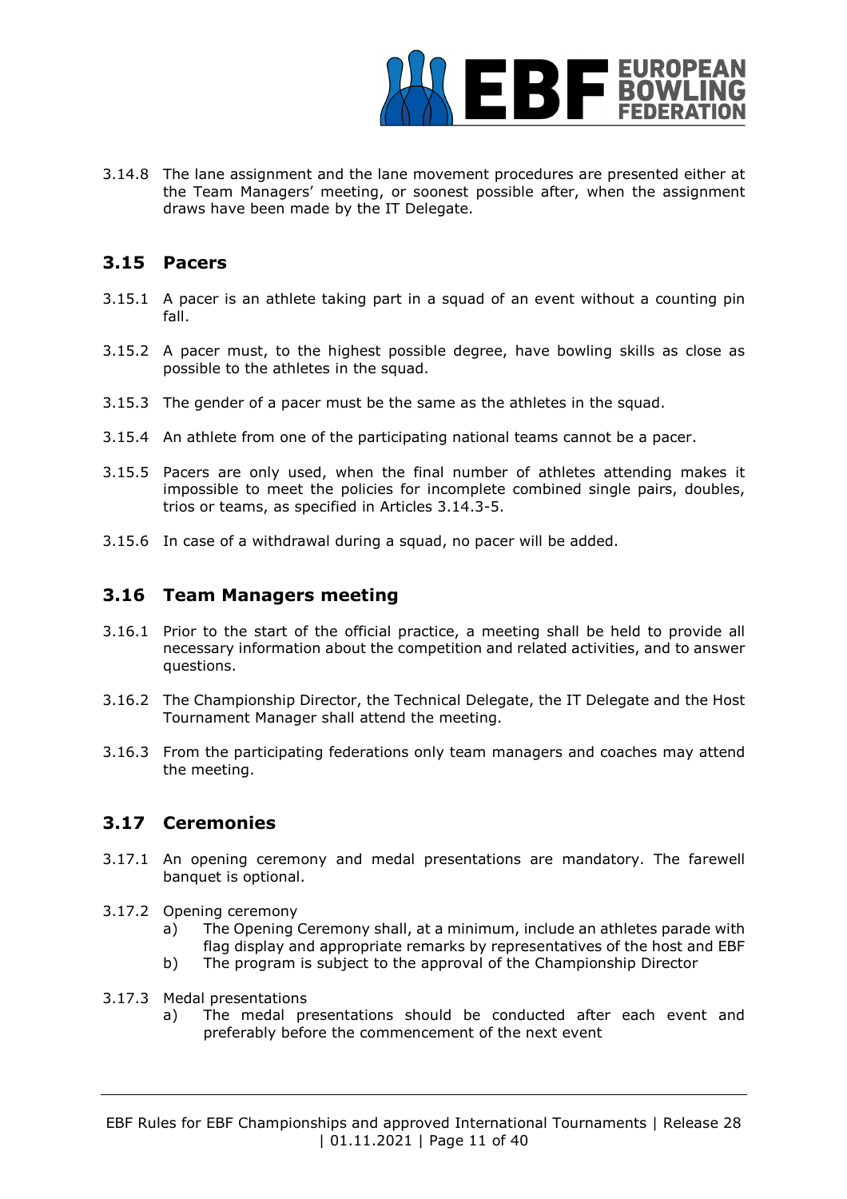3.14.8 The lane assignment and the lane movement procedures are presented either at the Team Managers' meeting, or soonest possible after, when the assignment draws have been made by the IT Delegate.

## 3.15 Pacers

3.15.1 A pacer is an athlete taking part in a squad of an event without a counting pin fall.

3.15.2 A pacer must, to the highest possible degree, have bowling skills as close as possible to the athletes in the squad.

3.15.3 The gender of a pacer must be the same as the athletes in the squad.

3.15.4 An athlete from one of the participating national teams cannot be a pacer.

3.15.5 Pacers are only used, when the final number of athletes attending makes it impossible to meet the policies for incomplete combined single pairs, doubles, trios or teams, as specified in Articles 3.14.3-5.

3.15.6 In case of a withdrawal during a squad, no pacer will be added.

## 3.16 Team Managers meeting

3.16.1 Prior to the start of the official practice, a meeting shall be held to provide all necessary information about the competition and related activities, and to answer questions.

3.16.2 The Championship Director, the Technical Delegate, the IT Delegate and the Host Tournament Manager shall attend the meeting.

3.16.3 From the participating federations only team managers and coaches may attend the meeting.

## 3.17 Ceremonies

3.17.1 An opening ceremony and medal presentations are mandatory. The farewell banquet is optional.

3.17.2 Opening ceremony

- a) The Opening Ceremony shall, at a minimum, include an athletes parade with flag display and appropriate remarks by representatives of the host and EBF
- b) The program is subject to the approval of the Championship Director

3.17.3 Medal presentations

- a) The medal presentations should be conducted after each event and preferably before the commencement of the next event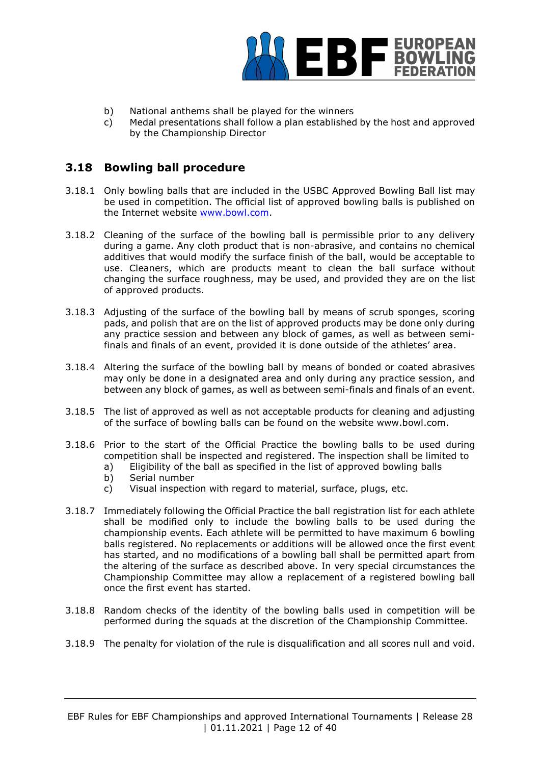b) National anthems shall be played for the winners
c) Medal presentations shall follow a plan established by the host and approved by the Championship Director

## 3.18 Bowling ball procedure

3.18.1 Only bowling balls that are included in the USBC Approved Bowling Ball list may be used in competition. The official list of approved bowling balls is published on the Internet website www.bowl.com.

3.18.2 Cleaning of the surface of the bowling ball is permissible prior to any delivery during a game. Any cloth product that is non-abrasive, and contains no chemical additives that would modify the surface finish of the ball, would be acceptable to use. Cleaners, which are products meant to clean the ball surface without changing the surface roughness, may be used, and provided they are on the list of approved products.

3.18.3 Adjusting of the surface of the bowling ball by means of scrub sponges, scoring pads, and polish that are on the list of approved products may be done only during any practice session and between any block of games, as well as between semi-finals and finals of an event, provided it is done outside of the athletes' area.

3.18.4 Altering the surface of the bowling ball by means of bonded or coated abrasives may only be done in a designated area and only during any practice session, and between any block of games, as well as between semi-finals and finals of an event.

3.18.5 The list of approved as well as not acceptable products for cleaning and adjusting of the surface of bowling balls can be found on the website www.bowl.com.

3.18.6 Prior to the start of the Official Practice the bowling balls to be used during competition shall be inspected and registered. The inspection shall be limited to
a) Eligibility of the ball as specified in the list of approved bowling balls
b) Serial number
c) Visual inspection with regard to material, surface, plugs, etc.

3.18.7 Immediately following the Official Practice the ball registration list for each athlete shall be modified only to include the bowling balls to be used during the championship events. Each athlete will be permitted to have maximum 6 bowling balls registered. No replacements or additions will be allowed once the first event has started, and no modifications of a bowling ball shall be permitted apart from the altering of the surface as described above. In very special circumstances the Championship Committee may allow a replacement of a registered bowling ball once the first event has started.

3.18.8 Random checks of the identity of the bowling balls used in competition will be performed during the squads at the discretion of the Championship Committee.

3.18.9 The penalty for violation of the rule is disqualification and all scores null and void.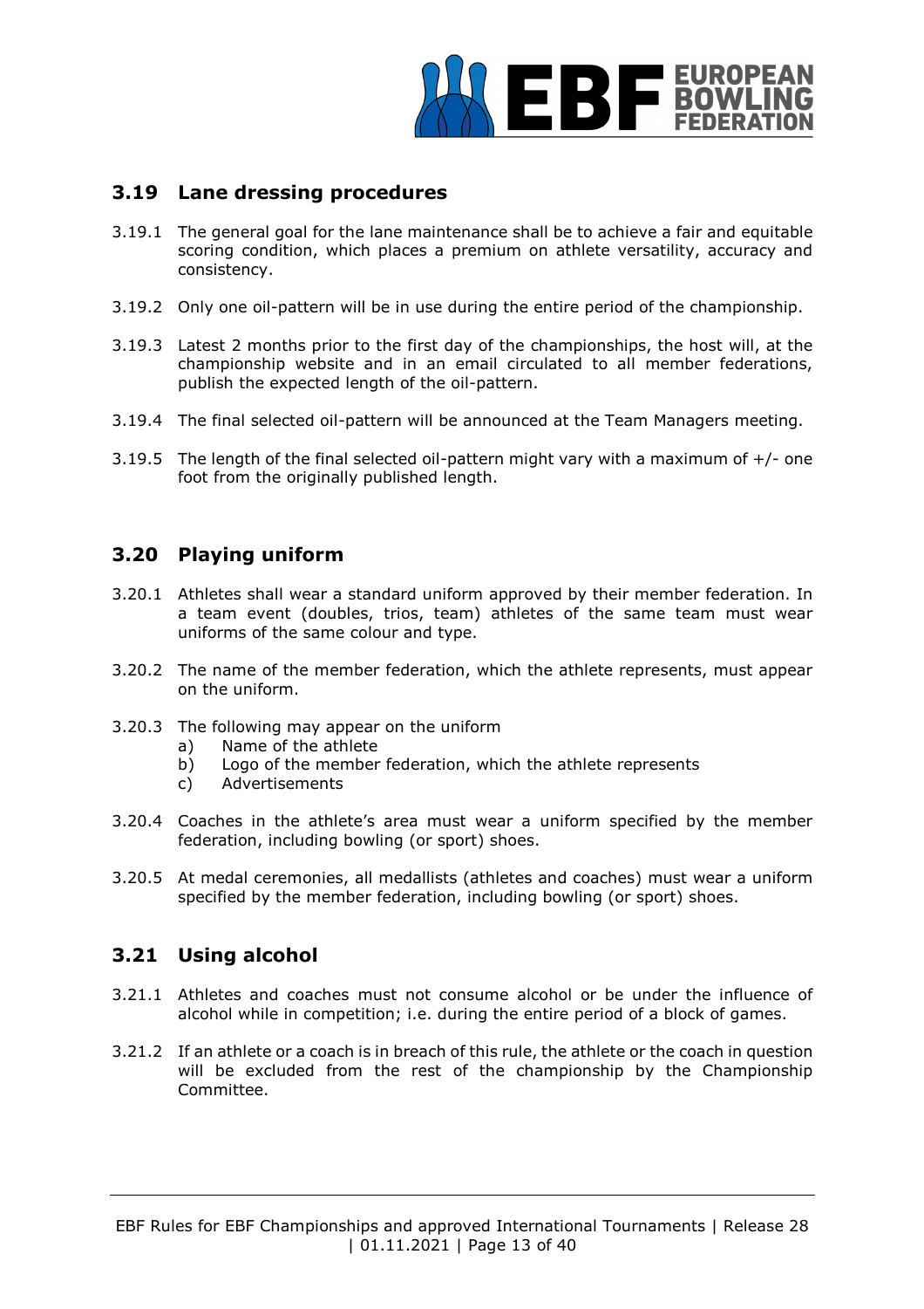## 3.19 Lane dressing procedures

3.19.1 The general goal for the lane maintenance shall be to achieve a fair and equitable scoring condition, which places a premium on athlete versatility, accuracy and consistency.

3.19.2 Only one oil-pattern will be in use during the entire period of the championship.

3.19.3 Latest 2 months prior to the first day of the championships, the host will, at the championship website and in an email circulated to all member federations, publish the expected length of the oil-pattern.

3.19.4 The final selected oil-pattern will be announced at the Team Managers meeting.

3.19.5 The length of the final selected oil-pattern might vary with a maximum of +/- one foot from the originally published length.

## 3.20 Playing uniform

3.20.1 Athletes shall wear a standard uniform approved by their member federation. In a team event (doubles, trios, team) athletes of the same team must wear uniforms of the same colour and type.

3.20.2 The name of the member federation, which the athlete represents, must appear on the uniform.

3.20.3 The following may appear on the uniform
- a) Name of the athlete
- b) Logo of the member federation, which the athlete represents
- c) Advertisements

3.20.4 Coaches in the athlete's area must wear a uniform specified by the member federation, including bowling (or sport) shoes.

3.20.5 At medal ceremonies, all medallists (athletes and coaches) must wear a uniform specified by the member federation, including bowling (or sport) shoes.

## 3.21 Using alcohol

3.21.1 Athletes and coaches must not consume alcohol or be under the influence of alcohol while in competition; i.e. during the entire period of a block of games.

3.21.2 If an athlete or a coach is in breach of this rule, the athlete or the coach in question will be excluded from the rest of the championship by the Championship Committee.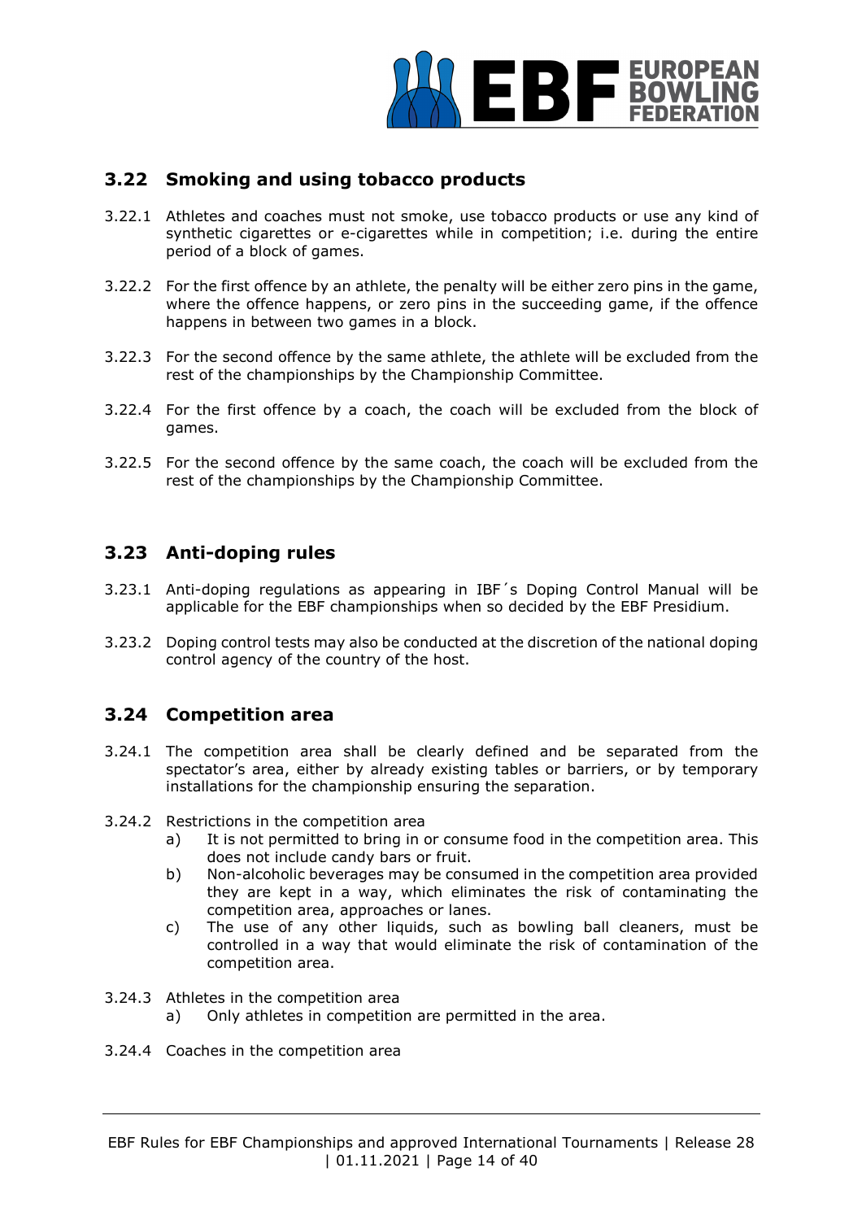## 3.22 Smoking and using tobacco products

3.22.1 Athletes and coaches must not smoke, use tobacco products or use any kind of synthetic cigarettes or e-cigarettes while in competition; i.e. during the entire period of a block of games.

3.22.2 For the first offence by an athlete, the penalty will be either zero pins in the game, where the offence happens, or zero pins in the succeeding game, if the offence happens in between two games in a block.

3.22.3 For the second offence by the same athlete, the athlete will be excluded from the rest of the championships by the Championship Committee.

3.22.4 For the first offence by a coach, the coach will be excluded from the block of games.

3.22.5 For the second offence by the same coach, the coach will be excluded from the rest of the championships by the Championship Committee.

## 3.23 Anti-doping rules

3.23.1 Anti-doping regulations as appearing in IBF´s Doping Control Manual will be applicable for the EBF championships when so decided by the EBF Presidium.

3.23.2 Doping control tests may also be conducted at the discretion of the national doping control agency of the country of the host.

## 3.24 Competition area

3.24.1 The competition area shall be clearly defined and be separated from the spectator's area, either by already existing tables or barriers, or by temporary installations for the championship ensuring the separation.

3.24.2 Restrictions in the competition area

- a) It is not permitted to bring in or consume food in the competition area. This does not include candy bars or fruit.
- b) Non-alcoholic beverages may be consumed in the competition area provided they are kept in a way, which eliminates the risk of contaminating the competition area, approaches or lanes.
- c) The use of any other liquids, such as bowling ball cleaners, must be controlled in a way that would eliminate the risk of contamination of the competition area.

3.24.3 Athletes in the competition area

- a) Only athletes in competition are permitted in the area.

3.24.4 Coaches in the competition area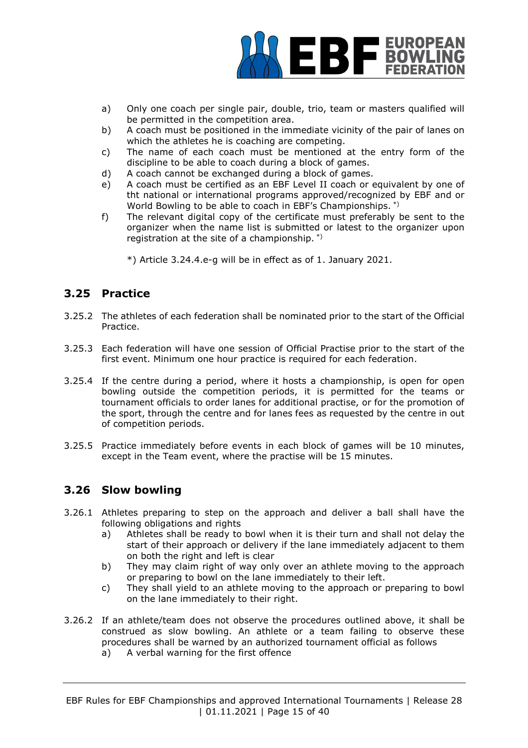a) Only one coach per single pair, double, trio, team or masters qualified will be permitted in the competition area.
b) A coach must be positioned in the immediate vicinity of the pair of lanes on which the athletes he is coaching are competing.
c) The name of each coach must be mentioned at the entry form of the discipline to be able to coach during a block of games.
d) A coach cannot be exchanged during a block of games.
e) A coach must be certified as an EBF Level II coach or equivalent by one of tht national or international programs approved/recognized by EBF and or World Bowling to be able to coach in EBF's Championships. *)
f) The relevant digital copy of the certificate must preferably be sent to the organizer when the name list is submitted or latest to the organizer upon registration at the site of a championship. *)

*) Article 3.24.4.e-g will be in effect as of 1. January 2021.

## 3.25 Practice

3.25.2 The athletes of each federation shall be nominated prior to the start of the Official Practice.

3.25.3 Each federation will have one session of Official Practise prior to the start of the first event. Minimum one hour practice is required for each federation.

3.25.4 If the centre during a period, where it hosts a championship, is open for open bowling outside the competition periods, it is permitted for the teams or tournament officials to order lanes for additional practise, or for the promotion of the sport, through the centre and for lanes fees as requested by the centre in out of competition periods.

3.25.5 Practice immediately before events in each block of games will be 10 minutes, except in the Team event, where the practise will be 15 minutes.

## 3.26 Slow bowling

3.26.1 Athletes preparing to step on the approach and deliver a ball shall have the following obligations and rights
a) Athletes shall be ready to bowl when it is their turn and shall not delay the start of their approach or delivery if the lane immediately adjacent to them on both the right and left is clear
b) They may claim right of way only over an athlete moving to the approach or preparing to bowl on the lane immediately to their left.
c) They shall yield to an athlete moving to the approach or preparing to bowl on the lane immediately to their right.

3.26.2 If an athlete/team does not observe the procedures outlined above, it shall be construed as slow bowling. An athlete or a team failing to observe these procedures shall be warned by an authorized tournament official as follows
a) A verbal warning for the first offence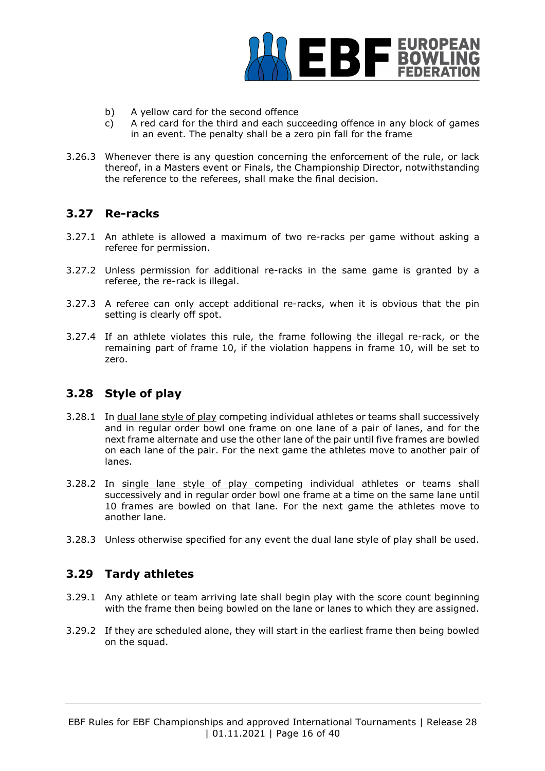b) A yellow card for the second offence
c) A red card for the third and each succeeding offence in any block of games in an event. The penalty shall be a zero pin fall for the frame

3.26.3 Whenever there is any question concerning the enforcement of the rule, or lack thereof, in a Masters event or Finals, the Championship Director, notwithstanding the reference to the referees, shall make the final decision.

## 3.27 Re-racks

3.27.1 An athlete is allowed a maximum of two re-racks per game without asking a referee for permission.

3.27.2 Unless permission for additional re-racks in the same game is granted by a referee, the re-rack is illegal.

3.27.3 A referee can only accept additional re-racks, when it is obvious that the pin setting is clearly off spot.

3.27.4 If an athlete violates this rule, the frame following the illegal re-rack, or the remaining part of frame 10, if the violation happens in frame 10, will be set to zero.

## 3.28 Style of play

3.28.1 In dual lane style of play competing individual athletes or teams shall successively and in regular order bowl one frame on one lane of a pair of lanes, and for the next frame alternate and use the other lane of the pair until five frames are bowled on each lane of the pair. For the next game the athletes move to another pair of lanes.

3.28.2 In single lane style of play competing individual athletes or teams shall successively and in regular order bowl one frame at a time on the same lane until 10 frames are bowled on that lane. For the next game the athletes move to another lane.

3.28.3 Unless otherwise specified for any event the dual lane style of play shall be used.

## 3.29 Tardy athletes

3.29.1 Any athlete or team arriving late shall begin play with the score count beginning with the frame then being bowled on the lane or lanes to which they are assigned.

3.29.2 If they are scheduled alone, they will start in the earliest frame then being bowled on the squad.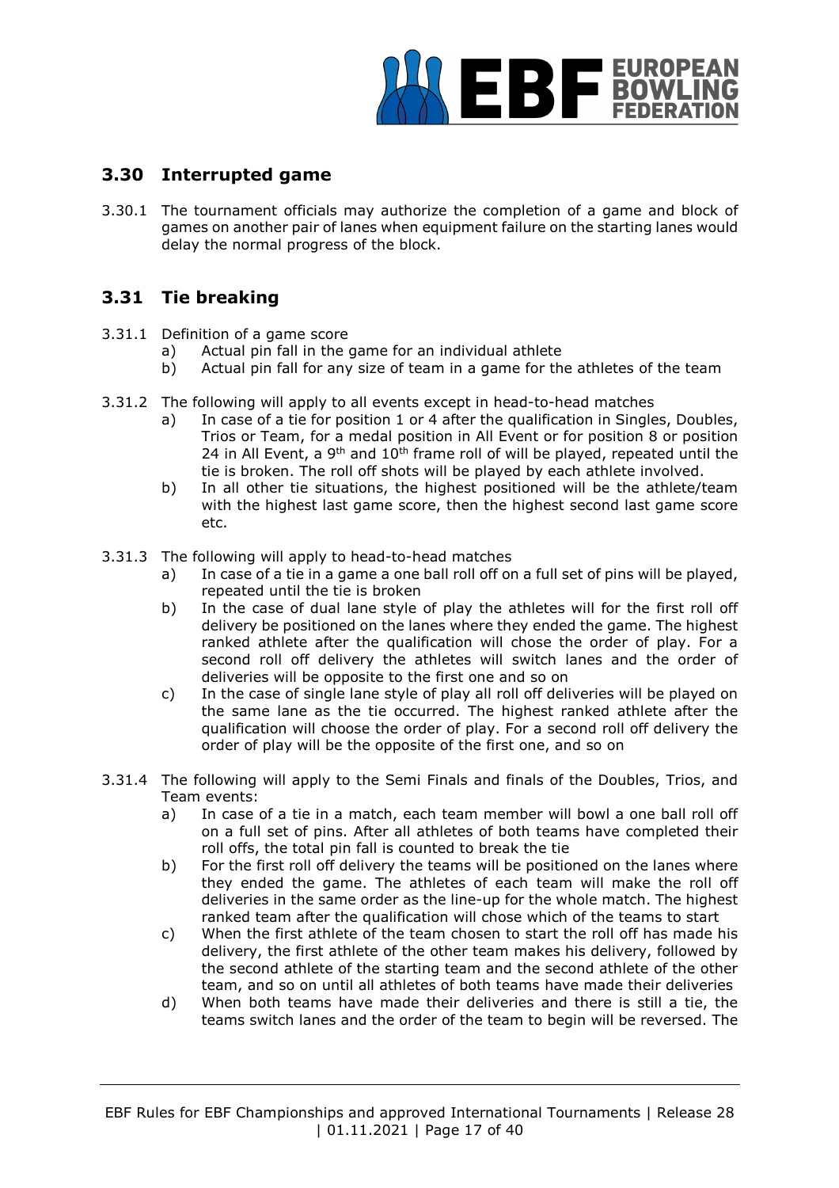## 3.30 Interrupted game

3.30.1 The tournament officials may authorize the completion of a game and block of games on another pair of lanes when equipment failure on the starting lanes would delay the normal progress of the block.

## 3.31 Tie breaking

3.31.1 Definition of a game score

- a) Actual pin fall in the game for an individual athlete
- b) Actual pin fall for any size of team in a game for the athletes of the team

3.31.2 The following will apply to all events except in head-to-head matches

- a) In case of a tie for position 1 or 4 after the qualification in Singles, Doubles, Trios or Team, for a medal position in All Event or for position 8 or position 24 in All Event, a 9th and 10th frame roll of will be played, repeated until the tie is broken. The roll off shots will be played by each athlete involved.
- b) In all other tie situations, the highest positioned will be the athlete/team with the highest last game score, then the highest second last game score etc.

3.31.3 The following will apply to head-to-head matches

- a) In case of a tie in a game a one ball roll off on a full set of pins will be played, repeated until the tie is broken
- b) In the case of dual lane style of play the athletes will for the first roll off delivery be positioned on the lanes where they ended the game. The highest ranked athlete after the qualification will chose the order of play. For a second roll off delivery the athletes will switch lanes and the order of deliveries will be opposite to the first one and so on
- c) In the case of single lane style of play all roll off deliveries will be played on the same lane as the tie occurred. The highest ranked athlete after the qualification will choose the order of play. For a second roll off delivery the order of play will be the opposite of the first one, and so on

3.31.4 The following will apply to the Semi Finals and finals of the Doubles, Trios, and Team events:

- a) In case of a tie in a match, each team member will bowl a one ball roll off on a full set of pins. After all athletes of both teams have completed their roll offs, the total pin fall is counted to break the tie
- b) For the first roll off delivery the teams will be positioned on the lanes where they ended the game. The athletes of each team will make the roll off deliveries in the same order as the line-up for the whole match. The highest ranked team after the qualification will chose which of the teams to start
- c) When the first athlete of the team chosen to start the roll off has made his delivery, the first athlete of the other team makes his delivery, followed by the second athlete of the starting team and the second athlete of the other team, and so on until all athletes of both teams have made their deliveries
- d) When both teams have made their deliveries and there is still a tie, the teams switch lanes and the order of the team to begin will be reversed. The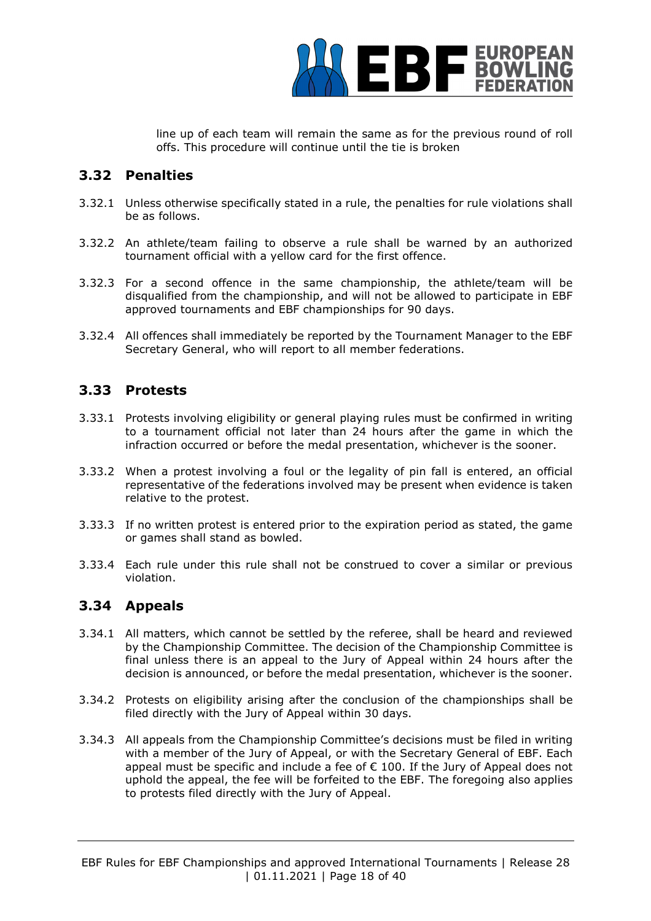line up of each team will remain the same as for the previous round of roll offs. This procedure will continue until the tie is broken

## 3.32 Penalties

3.32.1 Unless otherwise specifically stated in a rule, the penalties for rule violations shall be as follows.

3.32.2 An athlete/team failing to observe a rule shall be warned by an authorized tournament official with a yellow card for the first offence.

3.32.3 For a second offence in the same championship, the athlete/team will be disqualified from the championship, and will not be allowed to participate in EBF approved tournaments and EBF championships for 90 days.

3.32.4 All offences shall immediately be reported by the Tournament Manager to the EBF Secretary General, who will report to all member federations.

## 3.33 Protests

3.33.1 Protests involving eligibility or general playing rules must be confirmed in writing to a tournament official not later than 24 hours after the game in which the infraction occurred or before the medal presentation, whichever is the sooner.

3.33.2 When a protest involving a foul or the legality of pin fall is entered, an official representative of the federations involved may be present when evidence is taken relative to the protest.

3.33.3 If no written protest is entered prior to the expiration period as stated, the game or games shall stand as bowled.

3.33.4 Each rule under this rule shall not be construed to cover a similar or previous violation.

## 3.34 Appeals

3.34.1 All matters, which cannot be settled by the referee, shall be heard and reviewed by the Championship Committee. The decision of the Championship Committee is final unless there is an appeal to the Jury of Appeal within 24 hours after the decision is announced, or before the medal presentation, whichever is the sooner.

3.34.2 Protests on eligibility arising after the conclusion of the championships shall be filed directly with the Jury of Appeal within 30 days.

3.34.3 All appeals from the Championship Committee's decisions must be filed in writing with a member of the Jury of Appeal, or with the Secretary General of EBF. Each appeal must be specific and include a fee of € 100. If the Jury of Appeal does not uphold the appeal, the fee will be forfeited to the EBF. The foregoing also applies to protests filed directly with the Jury of Appeal.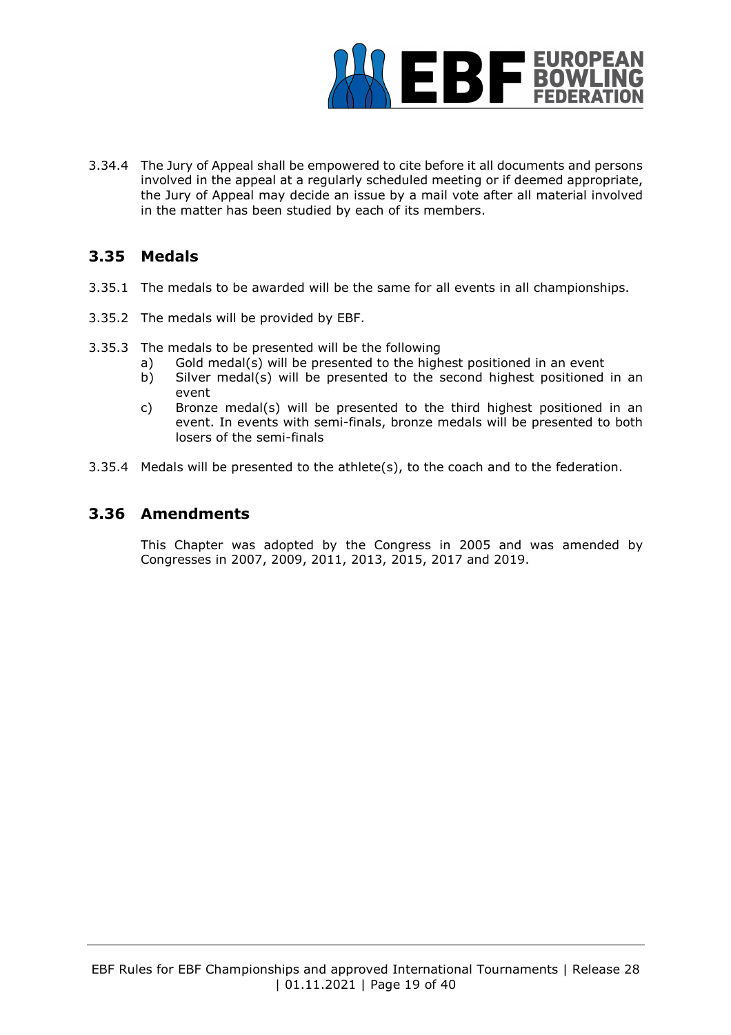3.34.4 The Jury of Appeal shall be empowered to cite before it all documents and persons involved in the appeal at a regularly scheduled meeting or if deemed appropriate, the Jury of Appeal may decide an issue by a mail vote after all material involved in the matter has been studied by each of its members.

## 3.35 Medals

3.35.1 The medals to be awarded will be the same for all events in all championships.

3.35.2 The medals will be provided by EBF.

3.35.3 The medals to be presented will be the following

- a) Gold medal(s) will be presented to the highest positioned in an event
- b) Silver medal(s) will be presented to the second highest positioned in an event
- c) Bronze medal(s) will be presented to the third highest positioned in an event. In events with semi-finals, bronze medals will be presented to both losers of the semi-finals

3.35.4 Medals will be presented to the athlete(s), to the coach and to the federation.

## 3.36 Amendments

This Chapter was adopted by the Congress in 2005 and was amended by Congresses in 2007, 2009, 2011, 2013, 2015, 2017 and 2019.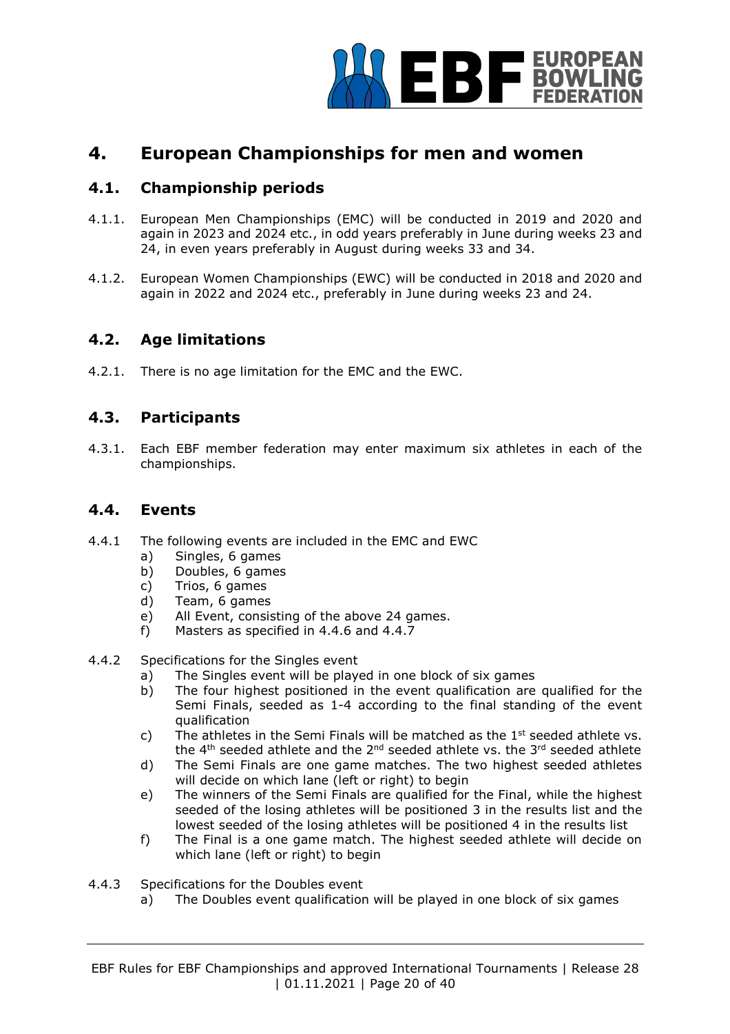# 4. European Championships for men and women

## 4.1. Championship periods

4.1.1. European Men Championships (EMC) will be conducted in 2019 and 2020 and again in 2023 and 2024 etc., in odd years preferably in June during weeks 23 and 24, in even years preferably in August during weeks 33 and 34.

4.1.2. European Women Championships (EWC) will be conducted in 2018 and 2020 and again in 2022 and 2024 etc., preferably in June during weeks 23 and 24.

## 4.2. Age limitations

4.2.1. There is no age limitation for the EMC and the EWC.

## 4.3. Participants

4.3.1. Each EBF member federation may enter maximum six athletes in each of the championships.

## 4.4. Events

4.4.1 The following events are included in the EMC and EWC

- a) Singles, 6 games
- b) Doubles, 6 games
- c) Trios, 6 games
- d) Team, 6 games
- e) All Event, consisting of the above 24 games.
- f) Masters as specified in 4.4.6 and 4.4.7

4.4.2 Specifications for the Singles event

- a) The Singles event will be played in one block of six games
- b) The four highest positioned in the event qualification are qualified for the Semi Finals, seeded as 1-4 according to the final standing of the event qualification
- c) The athletes in the Semi Finals will be matched as the 1st seeded athlete vs. the 4th seeded athlete and the 2nd seeded athlete vs. the 3rd seeded athlete
- d) The Semi Finals are one game matches. The two highest seeded athletes will decide on which lane (left or right) to begin
- e) The winners of the Semi Finals are qualified for the Final, while the highest seeded of the losing athletes will be positioned 3 in the results list and the lowest seeded of the losing athletes will be positioned 4 in the results list
- f) The Final is a one game match. The highest seeded athlete will decide on which lane (left or right) to begin

4.4.3 Specifications for the Doubles event

- a) The Doubles event qualification will be played in one block of six games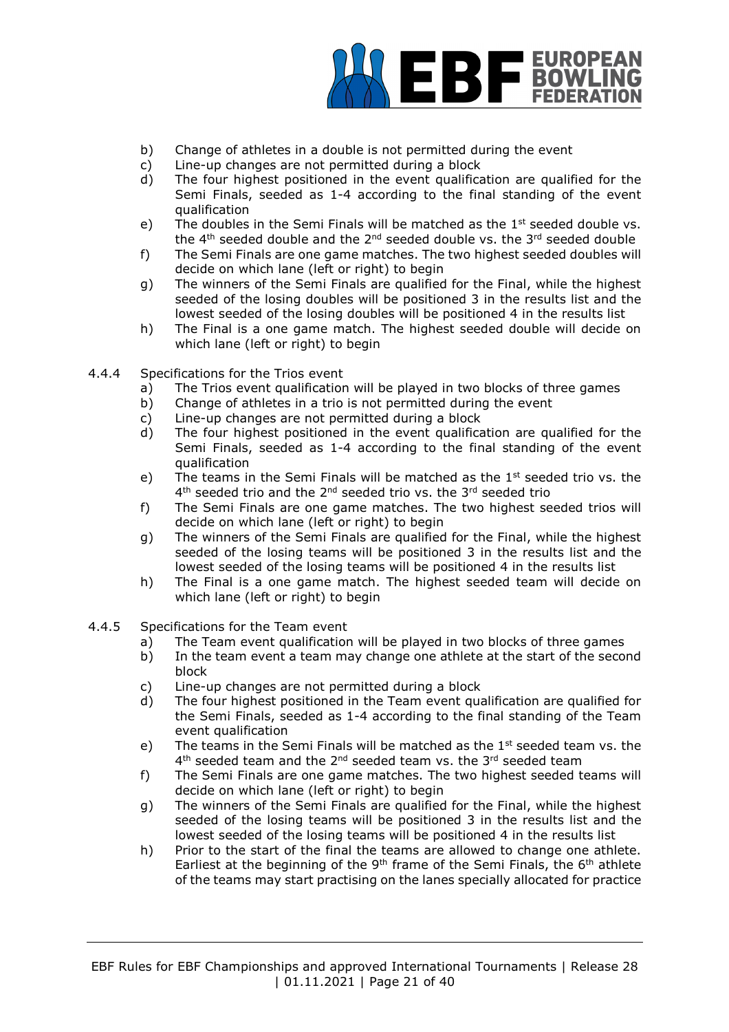b) Change of athletes in a double is not permitted during the event
c) Line-up changes are not permitted during a block
d) The four highest positioned in the event qualification are qualified for the Semi Finals, seeded as 1-4 according to the final standing of the event qualification
e) The doubles in the Semi Finals will be matched as the 1st seeded double vs. the 4th seeded double and the 2nd seeded double vs. the 3rd seeded double
f) The Semi Finals are one game matches. The two highest seeded doubles will decide on which lane (left or right) to begin
g) The winners of the Semi Finals are qualified for the Final, while the highest seeded of the losing doubles will be positioned 3 in the results list and the lowest seeded of the losing doubles will be positioned 4 in the results list
h) The Final is a one game match. The highest seeded double will decide on which lane (left or right) to begin

4.4.4 Specifications for the Trios event

a) The Trios event qualification will be played in two blocks of three games
b) Change of athletes in a trio is not permitted during the event
c) Line-up changes are not permitted during a block
d) The four highest positioned in the event qualification are qualified for the Semi Finals, seeded as 1-4 according to the final standing of the event qualification
e) The teams in the Semi Finals will be matched as the 1st seeded trio vs. the 4th seeded trio and the 2nd seeded trio vs. the 3rd seeded trio
f) The Semi Finals are one game matches. The two highest seeded trios will decide on which lane (left or right) to begin
g) The winners of the Semi Finals are qualified for the Final, while the highest seeded of the losing teams will be positioned 3 in the results list and the lowest seeded of the losing teams will be positioned 4 in the results list
h) The Final is a one game match. The highest seeded team will decide on which lane (left or right) to begin

4.4.5 Specifications for the Team event

a) The Team event qualification will be played in two blocks of three games
b) In the team event a team may change one athlete at the start of the second block
c) Line-up changes are not permitted during a block
d) The four highest positioned in the Team event qualification are qualified for the Semi Finals, seeded as 1-4 according to the final standing of the Team event qualification
e) The teams in the Semi Finals will be matched as the 1st seeded team vs. the 4th seeded team and the 2nd seeded team vs. the 3rd seeded team
f) The Semi Finals are one game matches. The two highest seeded teams will decide on which lane (left or right) to begin
g) The winners of the Semi Finals are qualified for the Final, while the highest seeded of the losing teams will be positioned 3 in the results list and the lowest seeded of the losing teams will be positioned 4 in the results list
h) Prior to the start of the final the teams are allowed to change one athlete. Earliest at the beginning of the 9th frame of the Semi Finals, the 6th athlete of the teams may start practising on the lanes specially allocated for practice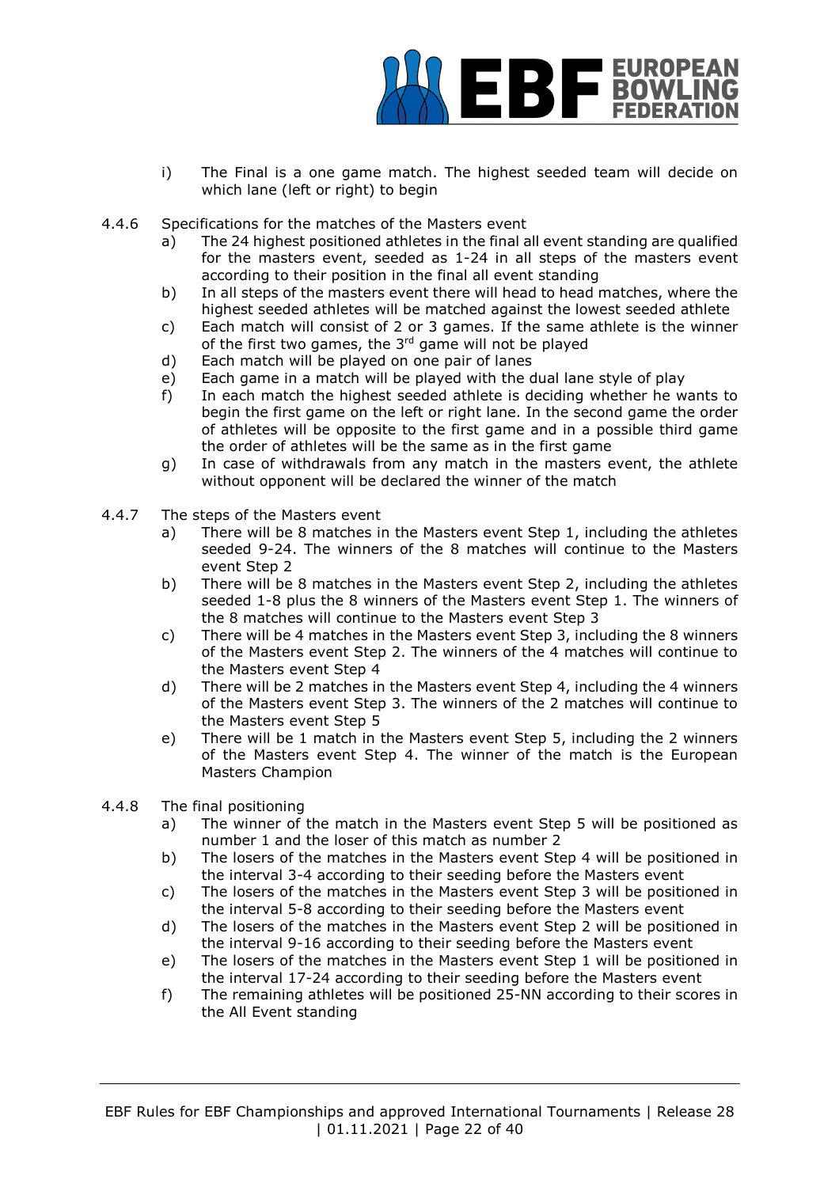i) The Final is a one game match. The highest seeded team will decide on which lane (left or right) to begin

4.4.6 Specifications for the matches of the Masters event

a) The 24 highest positioned athletes in the final all event standing are qualified for the masters event, seeded as 1-24 in all steps of the masters event according to their position in the final all event standing
b) In all steps of the masters event there will head to head matches, where the highest seeded athletes will be matched against the lowest seeded athlete
c) Each match will consist of 2 or 3 games. If the same athlete is the winner of the first two games, the 3rd game will not be played
d) Each match will be played on one pair of lanes
e) Each game in a match will be played with the dual lane style of play
f) In each match the highest seeded athlete is deciding whether he wants to begin the first game on the left or right lane. In the second game the order of athletes will be opposite to the first game and in a possible third game the order of athletes will be the same as in the first game
g) In case of withdrawals from any match in the masters event, the athlete without opponent will be declared the winner of the match

4.4.7 The steps of the Masters event

a) There will be 8 matches in the Masters event Step 1, including the athletes seeded 9-24. The winners of the 8 matches will continue to the Masters event Step 2
b) There will be 8 matches in the Masters event Step 2, including the athletes seeded 1-8 plus the 8 winners of the Masters event Step 1. The winners of the 8 matches will continue to the Masters event Step 3
c) There will be 4 matches in the Masters event Step 3, including the 8 winners of the Masters event Step 2. The winners of the 4 matches will continue to the Masters event Step 4
d) There will be 2 matches in the Masters event Step 4, including the 4 winners of the Masters event Step 3. The winners of the 2 matches will continue to the Masters event Step 5
e) There will be 1 match in the Masters event Step 5, including the 2 winners of the Masters event Step 4. The winner of the match is the European Masters Champion

4.4.8 The final positioning

a) The winner of the match in the Masters event Step 5 will be positioned as number 1 and the loser of this match as number 2
b) The losers of the matches in the Masters event Step 4 will be positioned in the interval 3-4 according to their seeding before the Masters event
c) The losers of the matches in the Masters event Step 3 will be positioned in the interval 5-8 according to their seeding before the Masters event
d) The losers of the matches in the Masters event Step 2 will be positioned in the interval 9-16 according to their seeding before the Masters event
e) The losers of the matches in the Masters event Step 1 will be positioned in the interval 17-24 according to their seeding before the Masters event
f) The remaining athletes will be positioned 25-NN according to their scores in the All Event standing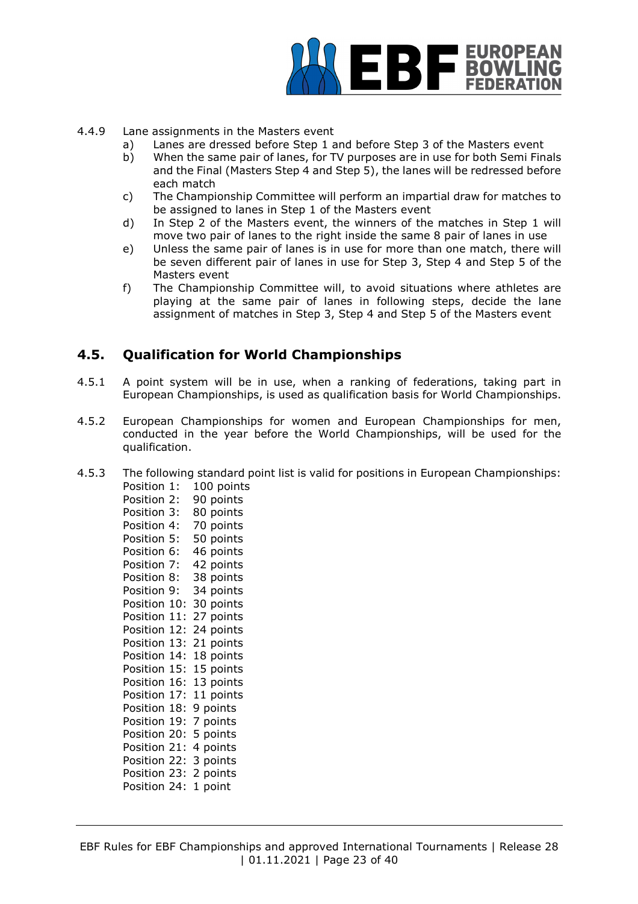4.4.9 Lane assignments in the Masters event

a) Lanes are dressed before Step 1 and before Step 3 of the Masters event

b) When the same pair of lanes, for TV purposes are in use for both Semi Finals and the Final (Masters Step 4 and Step 5), the lanes will be redressed before each match

c) The Championship Committee will perform an impartial draw for matches to be assigned to lanes in Step 1 of the Masters event

d) In Step 2 of the Masters event, the winners of the matches in Step 1 will move two pair of lanes to the right inside the same 8 pair of lanes in use

e) Unless the same pair of lanes is in use for more than one match, there will be seven different pair of lanes in use for Step 3, Step 4 and Step 5 of the Masters event

f) The Championship Committee will, to avoid situations where athletes are playing at the same pair of lanes in following steps, decide the lane assignment of matches in Step 3, Step 4 and Step 5 of the Masters event

## 4.5. Qualification for World Championships

4.5.1 A point system will be in use, when a ranking of federations, taking part in European Championships, is used as qualification basis for World Championships.

4.5.2 European Championships for women and European Championships for men, conducted in the year before the World Championships, will be used for the qualification.

4.5.3 The following standard point list is valid for positions in European Championships:

Position 1: 100 points
Position 2: 90 points
Position 3: 80 points
Position 4: 70 points
Position 5: 50 points
Position 6: 46 points
Position 7: 42 points
Position 8: 38 points
Position 9: 34 points
Position 10: 30 points
Position 11: 27 points
Position 12: 24 points
Position 13: 21 points
Position 14: 18 points
Position 15: 15 points
Position 16: 13 points
Position 17: 11 points
Position 18: 9 points
Position 19: 7 points
Position 20: 5 points
Position 21: 4 points
Position 22: 3 points
Position 23: 2 points
Position 24: 1 point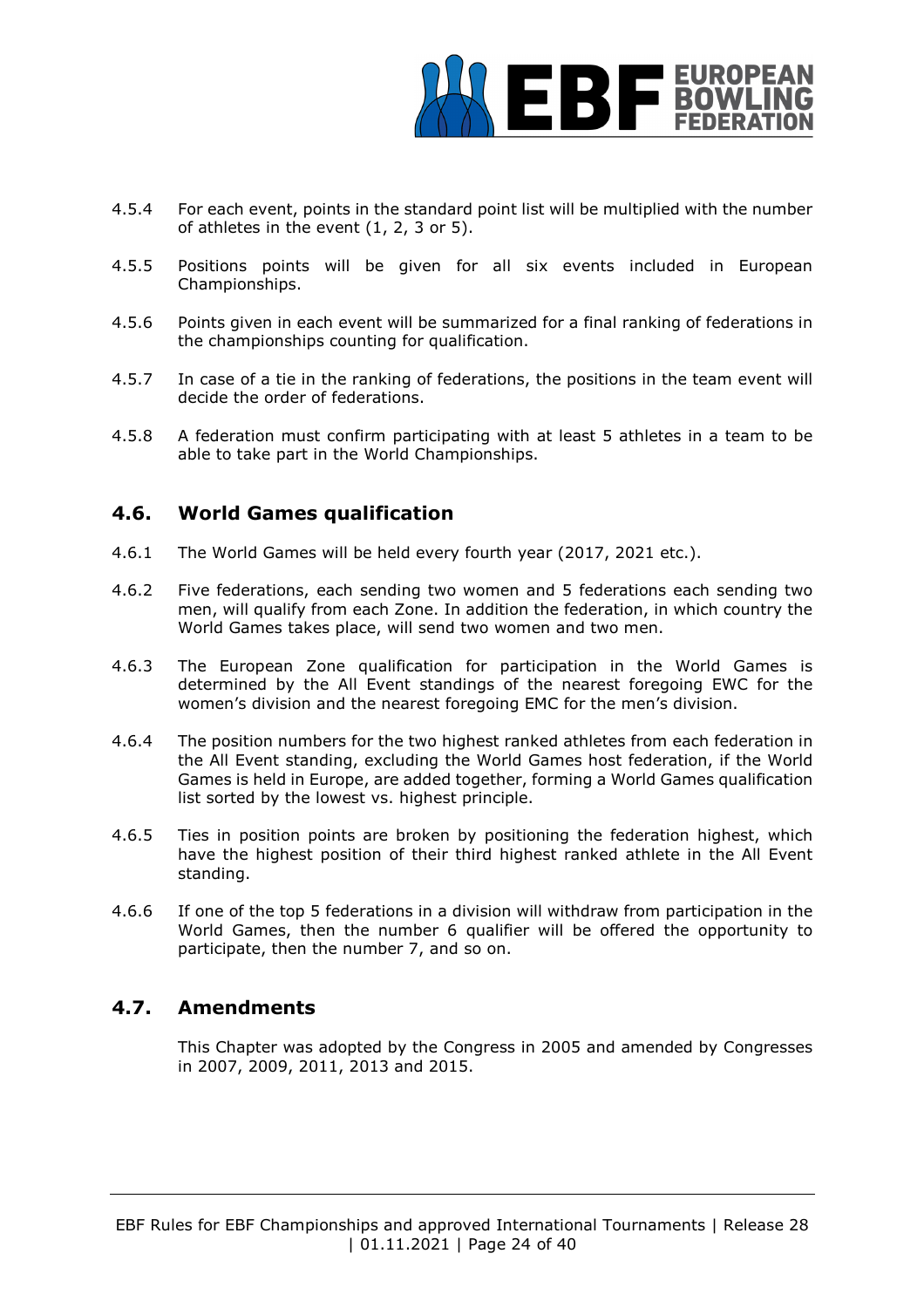4.5.4 For each event, points in the standard point list will be multiplied with the number of athletes in the event (1, 2, 3 or 5).

4.5.5 Positions points will be given for all six events included in European Championships.

4.5.6 Points given in each event will be summarized for a final ranking of federations in the championships counting for qualification.

4.5.7 In case of a tie in the ranking of federations, the positions in the team event will decide the order of federations.

4.5.8 A federation must confirm participating with at least 5 athletes in a team to be able to take part in the World Championships.

## 4.6. World Games qualification

4.6.1 The World Games will be held every fourth year (2017, 2021 etc.).

4.6.2 Five federations, each sending two women and 5 federations each sending two men, will qualify from each Zone. In addition the federation, in which country the World Games takes place, will send two women and two men.

4.6.3 The European Zone qualification for participation in the World Games is determined by the All Event standings of the nearest foregoing EWC for the women's division and the nearest foregoing EMC for the men's division.

4.6.4 The position numbers for the two highest ranked athletes from each federation in the All Event standing, excluding the World Games host federation, if the World Games is held in Europe, are added together, forming a World Games qualification list sorted by the lowest vs. highest principle.

4.6.5 Ties in position points are broken by positioning the federation highest, which have the highest position of their third highest ranked athlete in the All Event standing.

4.6.6 If one of the top 5 federations in a division will withdraw from participation in the World Games, then the number 6 qualifier will be offered the opportunity to participate, then the number 7, and so on.

## 4.7. Amendments

This Chapter was adopted by the Congress in 2005 and amended by Congresses in 2007, 2009, 2011, 2013 and 2015.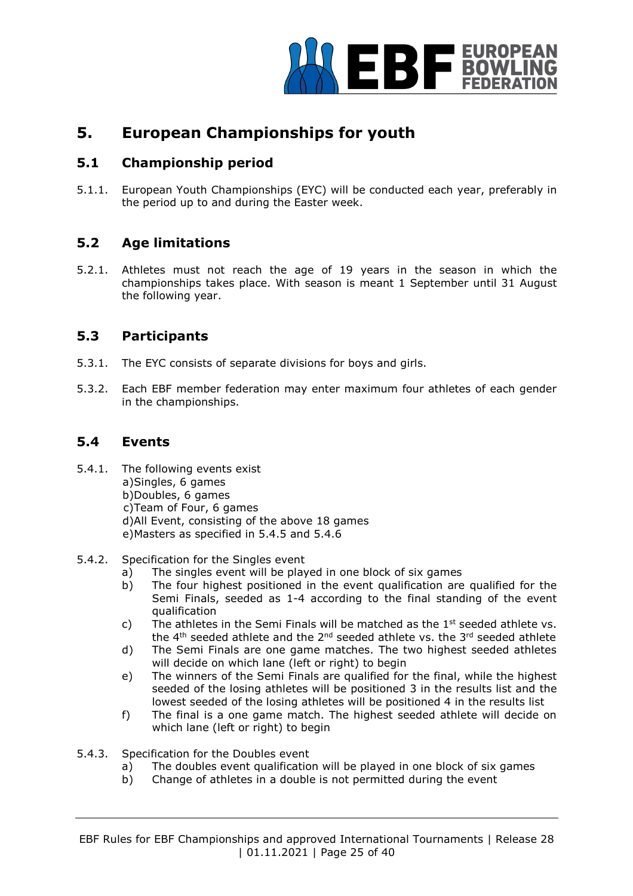# 5. European Championships for youth

## 5.1 Championship period

5.1.1. European Youth Championships (EYC) will be conducted each year, preferably in the period up to and during the Easter week.

## 5.2 Age limitations

5.2.1. Athletes must not reach the age of 19 years in the season in which the championships takes place. With season is meant 1 September until 31 August the following year.

## 5.3 Participants

5.3.1. The EYC consists of separate divisions for boys and girls.

5.3.2. Each EBF member federation may enter maximum four athletes of each gender in the championships.

## 5.4 Events

5.4.1. The following events exist
a) Singles, 6 games
b) Doubles, 6 games
c) Team of Four, 6 games
d) All Event, consisting of the above 18 games
e) Masters as specified in 5.4.5 and 5.4.6

5.4.2. Specification for the Singles event
- a) The singles event will be played in one block of six games
- b) The four highest positioned in the event qualification are qualified for the Semi Finals, seeded as 1-4 according to the final standing of the event qualification
- c) The athletes in the Semi Finals will be matched as the 1st seeded athlete vs. the 4th seeded athlete and the 2nd seeded athlete vs. the 3rd seeded athlete
- d) The Semi Finals are one game matches. The two highest seeded athletes will decide on which lane (left or right) to begin
- e) The winners of the Semi Finals are qualified for the final, while the highest seeded of the losing athletes will be positioned 3 in the results list and the lowest seeded of the losing athletes will be positioned 4 in the results list
- f) The final is a one game match. The highest seeded athlete will decide on which lane (left or right) to begin

5.4.3. Specification for the Doubles event
- a) The doubles event qualification will be played in one block of six games
- b) Change of athletes in a double is not permitted during the event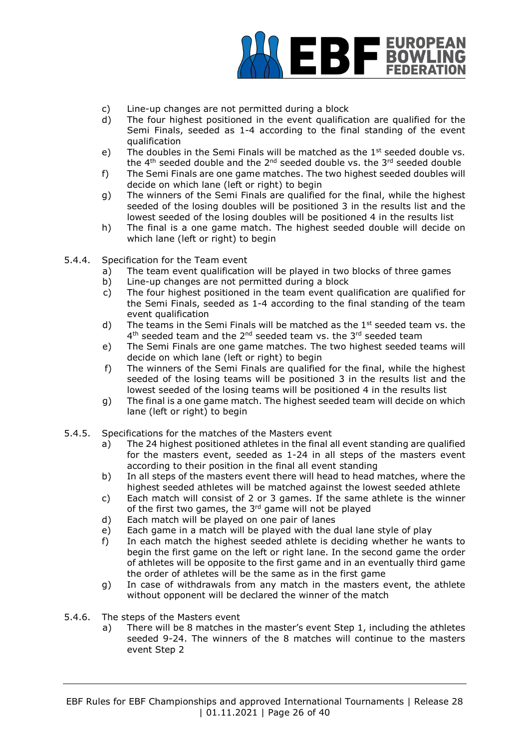c) Line-up changes are not permitted during a block
d) The four highest positioned in the event qualification are qualified for the Semi Finals, seeded as 1-4 according to the final standing of the event qualification
e) The doubles in the Semi Finals will be matched as the 1st seeded double vs. the 4th seeded double and the 2nd seeded double vs. the 3rd seeded double
f) The Semi Finals are one game matches. The two highest seeded doubles will decide on which lane (left or right) to begin
g) The winners of the Semi Finals are qualified for the final, while the highest seeded of the losing doubles will be positioned 3 in the results list and the lowest seeded of the losing doubles will be positioned 4 in the results list
h) The final is a one game match. The highest seeded double will decide on which lane (left or right) to begin

5.4.4. Specification for the Team event

a) The team event qualification will be played in two blocks of three games
b) Line-up changes are not permitted during a block
c) The four highest positioned in the team event qualification are qualified for the Semi Finals, seeded as 1-4 according to the final standing of the team event qualification
d) The teams in the Semi Finals will be matched as the 1st seeded team vs. the 4th seeded team and the 2nd seeded team vs. the 3rd seeded team
e) The Semi Finals are one game matches. The two highest seeded teams will decide on which lane (left or right) to begin
f) The winners of the Semi Finals are qualified for the final, while the highest seeded of the losing teams will be positioned 3 in the results list and the lowest seeded of the losing teams will be positioned 4 in the results list
g) The final is a one game match. The highest seeded team will decide on which lane (left or right) to begin

5.4.5. Specifications for the matches of the Masters event

a) The 24 highest positioned athletes in the final all event standing are qualified for the masters event, seeded as 1-24 in all steps of the masters event according to their position in the final all event standing
b) In all steps of the masters event there will head to head matches, where the highest seeded athletes will be matched against the lowest seeded athlete
c) Each match will consist of 2 or 3 games. If the same athlete is the winner of the first two games, the 3rd game will not be played
d) Each match will be played on one pair of lanes
e) Each game in a match will be played with the dual lane style of play
f) In each match the highest seeded athlete is deciding whether he wants to begin the first game on the left or right lane. In the second game the order of athletes will be opposite to the first game and in an eventually third game the order of athletes will be the same as in the first game
g) In case of withdrawals from any match in the masters event, the athlete without opponent will be declared the winner of the match

5.4.6. The steps of the Masters event

a) There will be 8 matches in the master's event Step 1, including the athletes seeded 9-24. The winners of the 8 matches will continue to the masters event Step 2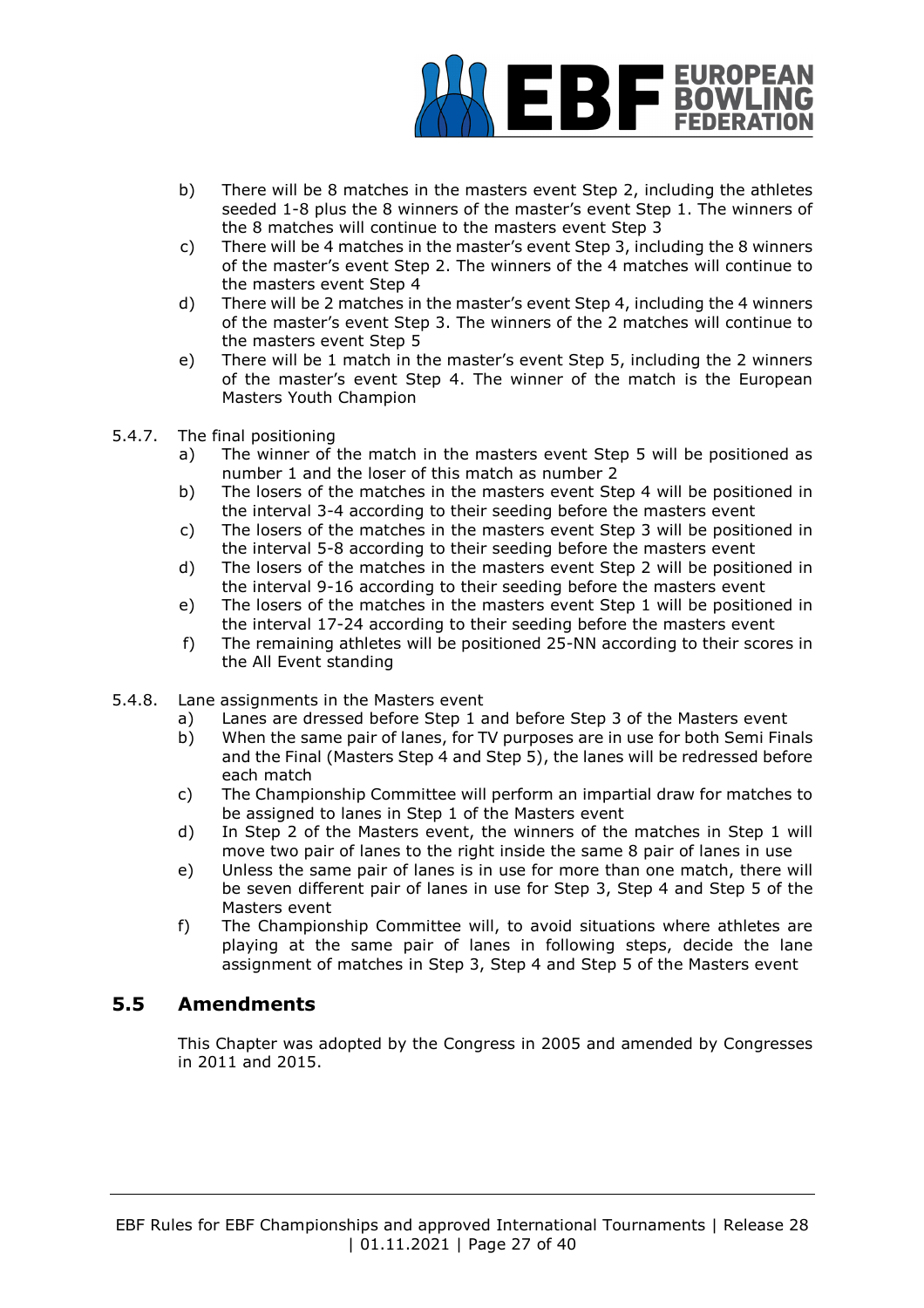b) There will be 8 matches in the masters event Step 2, including the athletes seeded 1-8 plus the 8 winners of the master's event Step 1. The winners of the 8 matches will continue to the masters event Step 3

c) There will be 4 matches in the master's event Step 3, including the 8 winners of the master's event Step 2. The winners of the 4 matches will continue to the masters event Step 4

d) There will be 2 matches in the master's event Step 4, including the 4 winners of the master's event Step 3. The winners of the 2 matches will continue to the masters event Step 5

e) There will be 1 match in the master's event Step 5, including the 2 winners of the master's event Step 4. The winner of the match is the European Masters Youth Champion

5.4.7. The final positioning

a) The winner of the match in the masters event Step 5 will be positioned as number 1 and the loser of this match as number 2

b) The losers of the matches in the masters event Step 4 will be positioned in the interval 3-4 according to their seeding before the masters event

c) The losers of the matches in the masters event Step 3 will be positioned in the interval 5-8 according to their seeding before the masters event

d) The losers of the matches in the masters event Step 2 will be positioned in the interval 9-16 according to their seeding before the masters event

e) The losers of the matches in the masters event Step 1 will be positioned in the interval 17-24 according to their seeding before the masters event

f) The remaining athletes will be positioned 25-NN according to their scores in the All Event standing

5.4.8. Lane assignments in the Masters event

a) Lanes are dressed before Step 1 and before Step 3 of the Masters event

b) When the same pair of lanes, for TV purposes are in use for both Semi Finals and the Final (Masters Step 4 and Step 5), the lanes will be redressed before each match

c) The Championship Committee will perform an impartial draw for matches to be assigned to lanes in Step 1 of the Masters event

d) In Step 2 of the Masters event, the winners of the matches in Step 1 will move two pair of lanes to the right inside the same 8 pair of lanes in use

e) Unless the same pair of lanes is in use for more than one match, there will be seven different pair of lanes in use for Step 3, Step 4 and Step 5 of the Masters event

f) The Championship Committee will, to avoid situations where athletes are playing at the same pair of lanes in following steps, decide the lane assignment of matches in Step 3, Step 4 and Step 5 of the Masters event

## 5.5 Amendments

This Chapter was adopted by the Congress in 2005 and amended by Congresses in 2011 and 2015.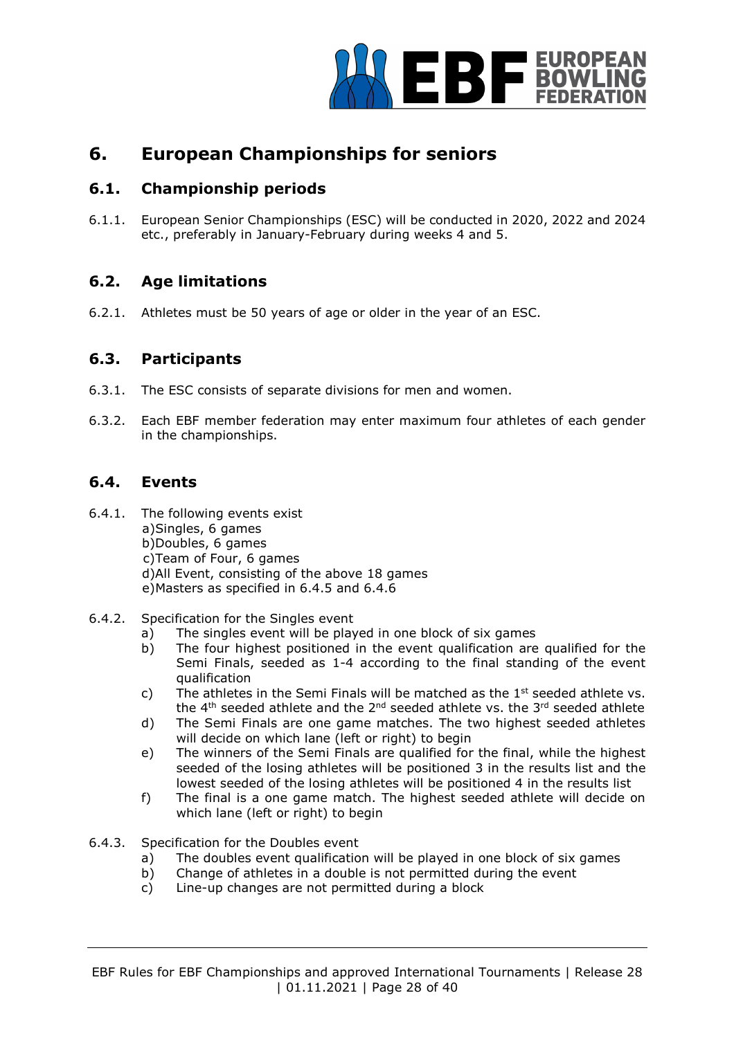# 6. European Championships for seniors

## 6.1. Championship periods

6.1.1. European Senior Championships (ESC) will be conducted in 2020, 2022 and 2024 etc., preferably in January-February during weeks 4 and 5.

## 6.2. Age limitations

6.2.1. Athletes must be 50 years of age or older in the year of an ESC.

## 6.3. Participants

6.3.1. The ESC consists of separate divisions for men and women.

6.3.2. Each EBF member federation may enter maximum four athletes of each gender in the championships.

## 6.4. Events

6.4.1. The following events exist
a)Singles, 6 games
b)Doubles, 6 games
c)Team of Four, 6 games
d)All Event, consisting of the above 18 games
e)Masters as specified in 6.4.5 and 6.4.6

6.4.2. Specification for the Singles event
a) The singles event will be played in one block of six games
b) The four highest positioned in the event qualification are qualified for the Semi Finals, seeded as 1-4 according to the final standing of the event qualification
c) The athletes in the Semi Finals will be matched as the 1st seeded athlete vs. the 4th seeded athlete and the 2nd seeded athlete vs. the 3rd seeded athlete
d) The Semi Finals are one game matches. The two highest seeded athletes will decide on which lane (left or right) to begin
e) The winners of the Semi Finals are qualified for the final, while the highest seeded of the losing athletes will be positioned 3 in the results list and the lowest seeded of the losing athletes will be positioned 4 in the results list
f) The final is a one game match. The highest seeded athlete will decide on which lane (left or right) to begin

6.4.3. Specification for the Doubles event
a) The doubles event qualification will be played in one block of six games
b) Change of athletes in a double is not permitted during the event
c) Line-up changes are not permitted during a block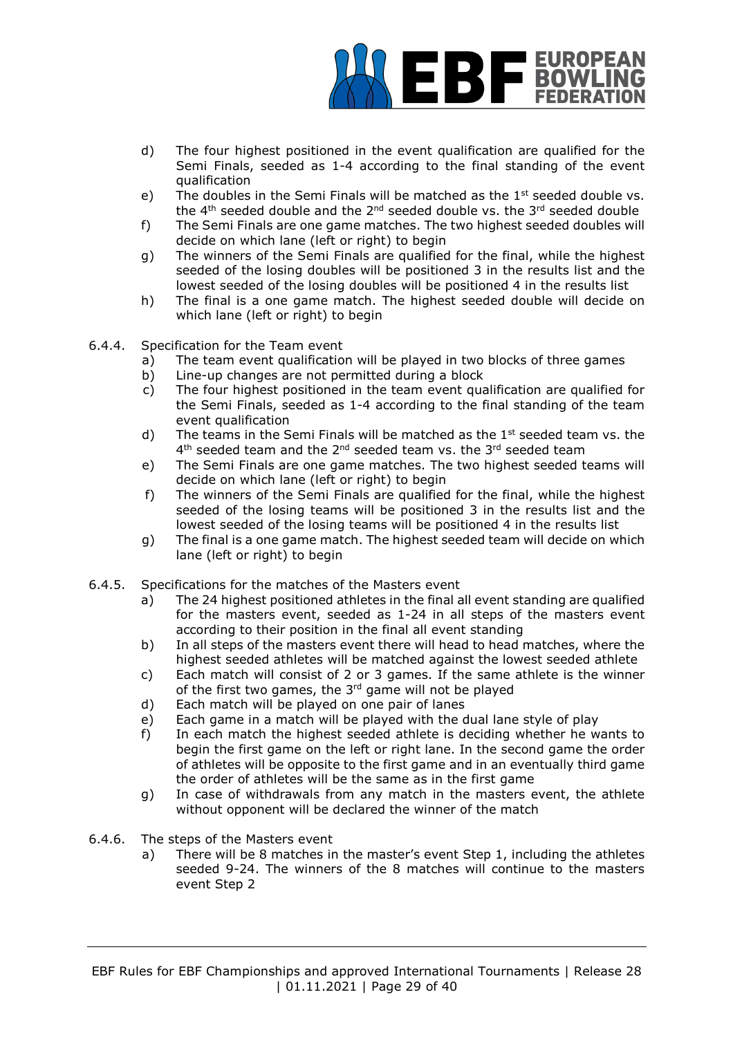d) The four highest positioned in the event qualification are qualified for the Semi Finals, seeded as 1-4 according to the final standing of the event qualification

e) The doubles in the Semi Finals will be matched as the 1st seeded double vs. the 4th seeded double and the 2nd seeded double vs. the 3rd seeded double

f) The Semi Finals are one game matches. The two highest seeded doubles will decide on which lane (left or right) to begin

g) The winners of the Semi Finals are qualified for the final, while the highest seeded of the losing doubles will be positioned 3 in the results list and the lowest seeded of the losing doubles will be positioned 4 in the results list

h) The final is a one game match. The highest seeded double will decide on which lane (left or right) to begin

6.4.4. Specification for the Team event

a) The team event qualification will be played in two blocks of three games

b) Line-up changes are not permitted during a block

c) The four highest positioned in the team event qualification are qualified for the Semi Finals, seeded as 1-4 according to the final standing of the team event qualification

d) The teams in the Semi Finals will be matched as the 1st seeded team vs. the 4th seeded team and the 2nd seeded team vs. the 3rd seeded team

e) The Semi Finals are one game matches. The two highest seeded teams will decide on which lane (left or right) to begin

f) The winners of the Semi Finals are qualified for the final, while the highest seeded of the losing teams will be positioned 3 in the results list and the lowest seeded of the losing teams will be positioned 4 in the results list

g) The final is a one game match. The highest seeded team will decide on which lane (left or right) to begin

6.4.5. Specifications for the matches of the Masters event

a) The 24 highest positioned athletes in the final all event standing are qualified for the masters event, seeded as 1-24 in all steps of the masters event according to their position in the final all event standing

b) In all steps of the masters event there will head to head matches, where the highest seeded athletes will be matched against the lowest seeded athlete

c) Each match will consist of 2 or 3 games. If the same athlete is the winner of the first two games, the 3rd game will not be played

d) Each match will be played on one pair of lanes

e) Each game in a match will be played with the dual lane style of play

f) In each match the highest seeded athlete is deciding whether he wants to begin the first game on the left or right lane. In the second game the order of athletes will be opposite to the first game and in an eventually third game the order of athletes will be the same as in the first game

g) In case of withdrawals from any match in the masters event, the athlete without opponent will be declared the winner of the match

6.4.6. The steps of the Masters event

a) There will be 8 matches in the master's event Step 1, including the athletes seeded 9-24. The winners of the 8 matches will continue to the masters event Step 2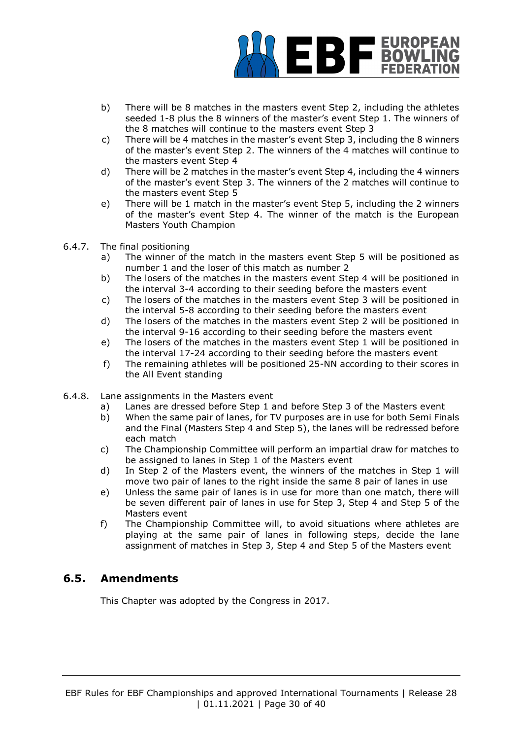b) There will be 8 matches in the masters event Step 2, including the athletes seeded 1-8 plus the 8 winners of the master's event Step 1. The winners of the 8 matches will continue to the masters event Step 3

c) There will be 4 matches in the master's event Step 3, including the 8 winners of the master's event Step 2. The winners of the 4 matches will continue to the masters event Step 4

d) There will be 2 matches in the master's event Step 4, including the 4 winners of the master's event Step 3. The winners of the 2 matches will continue to the masters event Step 5

e) There will be 1 match in the master's event Step 5, including the 2 winners of the master's event Step 4. The winner of the match is the European Masters Youth Champion

6.4.7. The final positioning

a) The winner of the match in the masters event Step 5 will be positioned as number 1 and the loser of this match as number 2

b) The losers of the matches in the masters event Step 4 will be positioned in the interval 3-4 according to their seeding before the masters event

c) The losers of the matches in the masters event Step 3 will be positioned in the interval 5-8 according to their seeding before the masters event

d) The losers of the matches in the masters event Step 2 will be positioned in the interval 9-16 according to their seeding before the masters event

e) The losers of the matches in the masters event Step 1 will be positioned in the interval 17-24 according to their seeding before the masters event

f) The remaining athletes will be positioned 25-NN according to their scores in the All Event standing

6.4.8. Lane assignments in the Masters event

a) Lanes are dressed before Step 1 and before Step 3 of the Masters event

b) When the same pair of lanes, for TV purposes are in use for both Semi Finals and the Final (Masters Step 4 and Step 5), the lanes will be redressed before each match

c) The Championship Committee will perform an impartial draw for matches to be assigned to lanes in Step 1 of the Masters event

d) In Step 2 of the Masters event, the winners of the matches in Step 1 will move two pair of lanes to the right inside the same 8 pair of lanes in use

e) Unless the same pair of lanes is in use for more than one match, there will be seven different pair of lanes in use for Step 3, Step 4 and Step 5 of the Masters event

f) The Championship Committee will, to avoid situations where athletes are playing at the same pair of lanes in following steps, decide the lane assignment of matches in Step 3, Step 4 and Step 5 of the Masters event

## 6.5. Amendments

This Chapter was adopted by the Congress in 2017.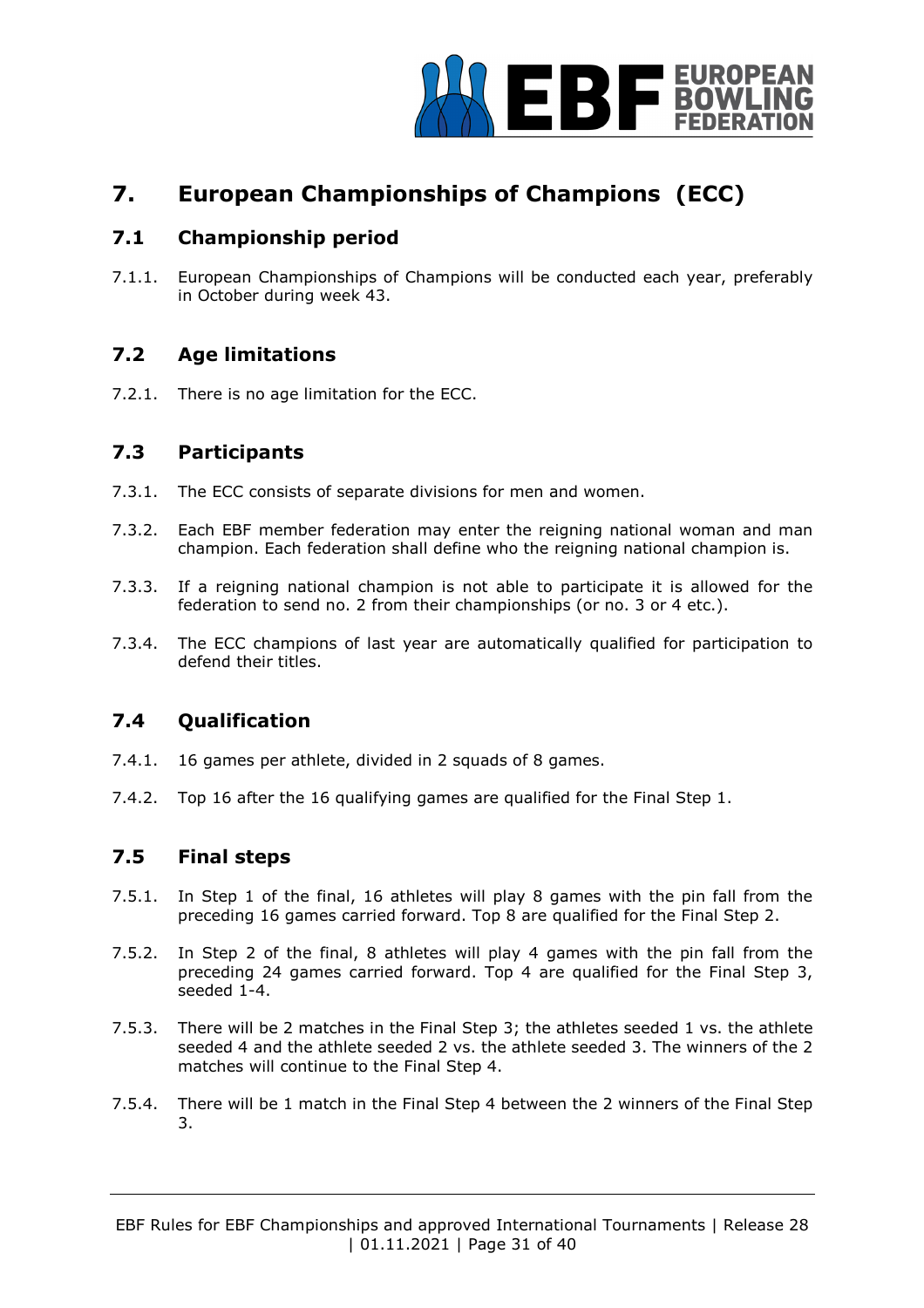# 7. European Championships of Champions (ECC)

## 7.1 Championship period

7.1.1. European Championships of Champions will be conducted each year, preferably in October during week 43.

## 7.2 Age limitations

7.2.1. There is no age limitation for the ECC.

## 7.3 Participants

7.3.1. The ECC consists of separate divisions for men and women.

7.3.2. Each EBF member federation may enter the reigning national woman and man champion. Each federation shall define who the reigning national champion is.

7.3.3. If a reigning national champion is not able to participate it is allowed for the federation to send no. 2 from their championships (or no. 3 or 4 etc.).

7.3.4. The ECC champions of last year are automatically qualified for participation to defend their titles.

## 7.4 Qualification

7.4.1. 16 games per athlete, divided in 2 squads of 8 games.

7.4.2. Top 16 after the 16 qualifying games are qualified for the Final Step 1.

## 7.5 Final steps

7.5.1. In Step 1 of the final, 16 athletes will play 8 games with the pin fall from the preceding 16 games carried forward. Top 8 are qualified for the Final Step 2.

7.5.2. In Step 2 of the final, 8 athletes will play 4 games with the pin fall from the preceding 24 games carried forward. Top 4 are qualified for the Final Step 3, seeded 1-4.

7.5.3. There will be 2 matches in the Final Step 3; the athletes seeded 1 vs. the athlete seeded 4 and the athlete seeded 2 vs. the athlete seeded 3. The winners of the 2 matches will continue to the Final Step 4.

7.5.4. There will be 1 match in the Final Step 4 between the 2 winners of the Final Step 3.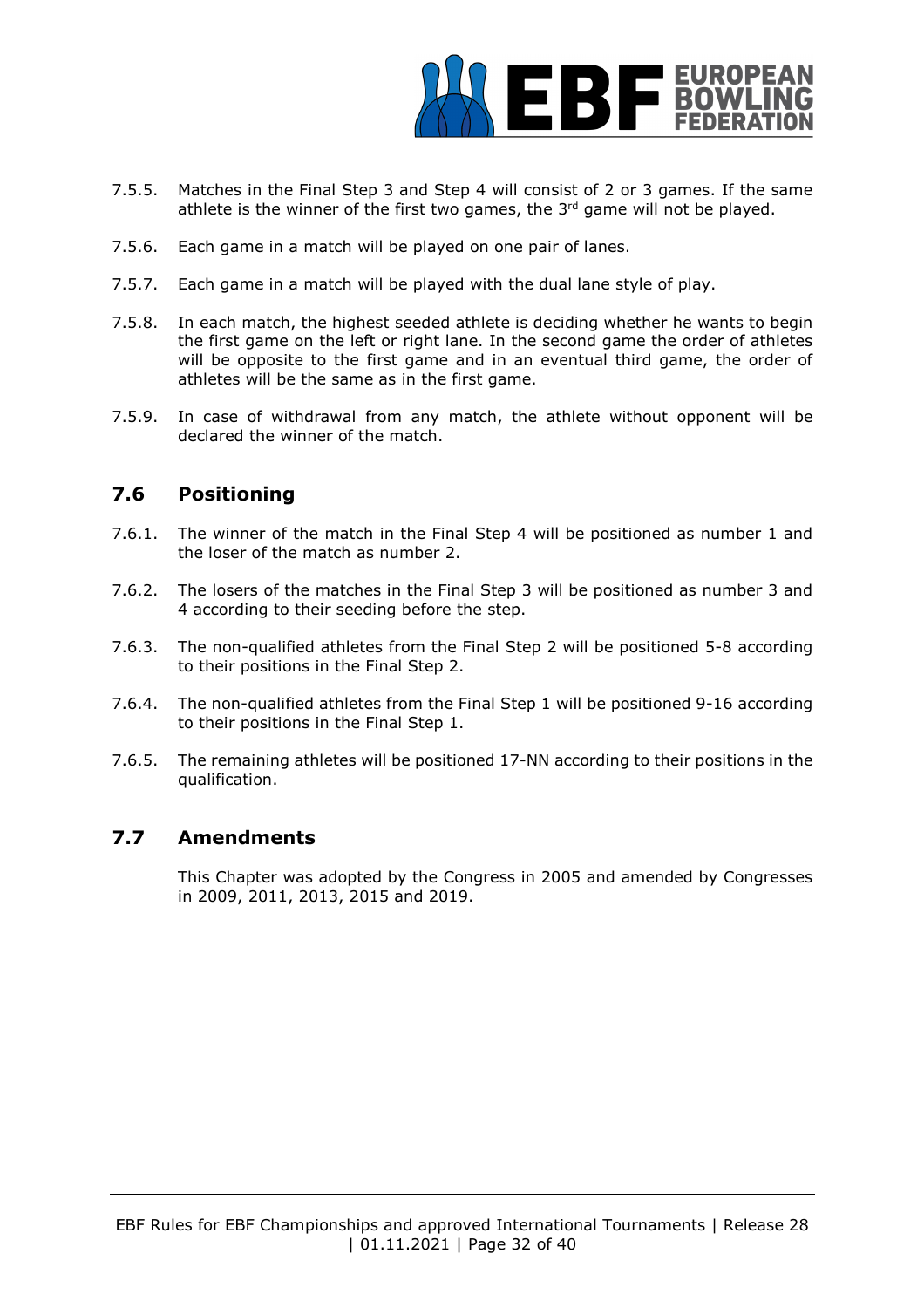7.5.5. Matches in the Final Step 3 and Step 4 will consist of 2 or 3 games. If the same athlete is the winner of the first two games, the 3rd game will not be played.

7.5.6. Each game in a match will be played on one pair of lanes.

7.5.7. Each game in a match will be played with the dual lane style of play.

7.5.8. In each match, the highest seeded athlete is deciding whether he wants to begin the first game on the left or right lane. In the second game the order of athletes will be opposite to the first game and in an eventual third game, the order of athletes will be the same as in the first game.

7.5.9. In case of withdrawal from any match, the athlete without opponent will be declared the winner of the match.

## 7.6 Positioning

7.6.1. The winner of the match in the Final Step 4 will be positioned as number 1 and the loser of the match as number 2.

7.6.2. The losers of the matches in the Final Step 3 will be positioned as number 3 and 4 according to their seeding before the step.

7.6.3. The non-qualified athletes from the Final Step 2 will be positioned 5-8 according to their positions in the Final Step 2.

7.6.4. The non-qualified athletes from the Final Step 1 will be positioned 9-16 according to their positions in the Final Step 1.

7.6.5. The remaining athletes will be positioned 17-NN according to their positions in the qualification.

## 7.7 Amendments

This Chapter was adopted by the Congress in 2005 and amended by Congresses in 2009, 2011, 2013, 2015 and 2019.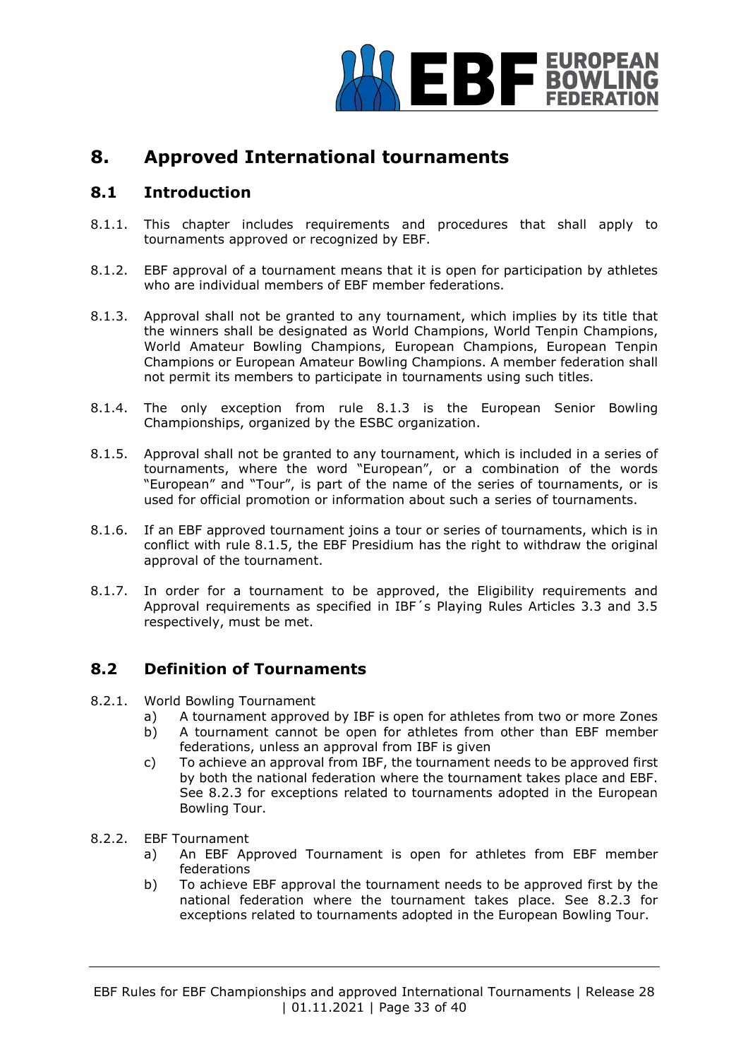# 8. Approved International tournaments

## 8.1 Introduction

8.1.1. This chapter includes requirements and procedures that shall apply to tournaments approved or recognized by EBF.

8.1.2. EBF approval of a tournament means that it is open for participation by athletes who are individual members of EBF member federations.

8.1.3. Approval shall not be granted to any tournament, which implies by its title that the winners shall be designated as World Champions, World Tenpin Champions, World Amateur Bowling Champions, European Champions, European Tenpin Champions or European Amateur Bowling Champions. A member federation shall not permit its members to participate in tournaments using such titles.

8.1.4. The only exception from rule 8.1.3 is the European Senior Bowling Championships, organized by the ESBC organization.

8.1.5. Approval shall not be granted to any tournament, which is included in a series of tournaments, where the word "European", or a combination of the words "European" and "Tour", is part of the name of the series of tournaments, or is used for official promotion or information about such a series of tournaments.

8.1.6. If an EBF approved tournament joins a tour or series of tournaments, which is in conflict with rule 8.1.5, the EBF Presidium has the right to withdraw the original approval of the tournament.

8.1.7. In order for a tournament to be approved, the Eligibility requirements and Approval requirements as specified in IBF´s Playing Rules Articles 3.3 and 3.5 respectively, must be met.

## 8.2 Definition of Tournaments

8.2.1. World Bowling Tournament

a) A tournament approved by IBF is open for athletes from two or more Zones
b) A tournament cannot be open for athletes from other than EBF member federations, unless an approval from IBF is given
c) To achieve an approval from IBF, the tournament needs to be approved first by both the national federation where the tournament takes place and EBF. See 8.2.3 for exceptions related to tournaments adopted in the European Bowling Tour.

8.2.2. EBF Tournament

a) An EBF Approved Tournament is open for athletes from EBF member federations
b) To achieve EBF approval the tournament needs to be approved first by the national federation where the tournament takes place. See 8.2.3 for exceptions related to tournaments adopted in the European Bowling Tour.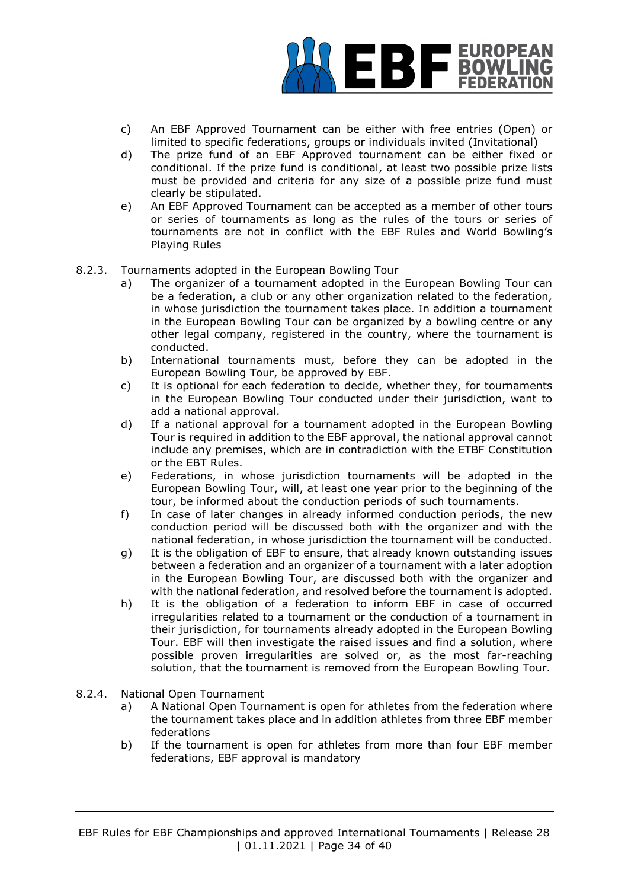c) An EBF Approved Tournament can be either with free entries (Open) or limited to specific federations, groups or individuals invited (Invitational)

d) The prize fund of an EBF Approved tournament can be either fixed or conditional. If the prize fund is conditional, at least two possible prize lists must be provided and criteria for any size of a possible prize fund must clearly be stipulated.

e) An EBF Approved Tournament can be accepted as a member of other tours or series of tournaments as long as the rules of the tours or series of tournaments are not in conflict with the EBF Rules and World Bowling's Playing Rules

8.2.3. Tournaments adopted in the European Bowling Tour

a) The organizer of a tournament adopted in the European Bowling Tour can be a federation, a club or any other organization related to the federation, in whose jurisdiction the tournament takes place. In addition a tournament in the European Bowling Tour can be organized by a bowling centre or any other legal company, registered in the country, where the tournament is conducted.

b) International tournaments must, before they can be adopted in the European Bowling Tour, be approved by EBF.

c) It is optional for each federation to decide, whether they, for tournaments in the European Bowling Tour conducted under their jurisdiction, want to add a national approval.

d) If a national approval for a tournament adopted in the European Bowling Tour is required in addition to the EBF approval, the national approval cannot include any premises, which are in contradiction with the ETBF Constitution or the EBT Rules.

e) Federations, in whose jurisdiction tournaments will be adopted in the European Bowling Tour, will, at least one year prior to the beginning of the tour, be informed about the conduction periods of such tournaments.

f) In case of later changes in already informed conduction periods, the new conduction period will be discussed both with the organizer and with the national federation, in whose jurisdiction the tournament will be conducted.

g) It is the obligation of EBF to ensure, that already known outstanding issues between a federation and an organizer of a tournament with a later adoption in the European Bowling Tour, are discussed both with the organizer and with the national federation, and resolved before the tournament is adopted.

h) It is the obligation of a federation to inform EBF in case of occurred irregularities related to a tournament or the conduction of a tournament in their jurisdiction, for tournaments already adopted in the European Bowling Tour. EBF will then investigate the raised issues and find a solution, where possible proven irregularities are solved or, as the most far-reaching solution, that the tournament is removed from the European Bowling Tour.

8.2.4. National Open Tournament

a) A National Open Tournament is open for athletes from the federation where the tournament takes place and in addition athletes from three EBF member federations

b) If the tournament is open for athletes from more than four EBF member federations, EBF approval is mandatory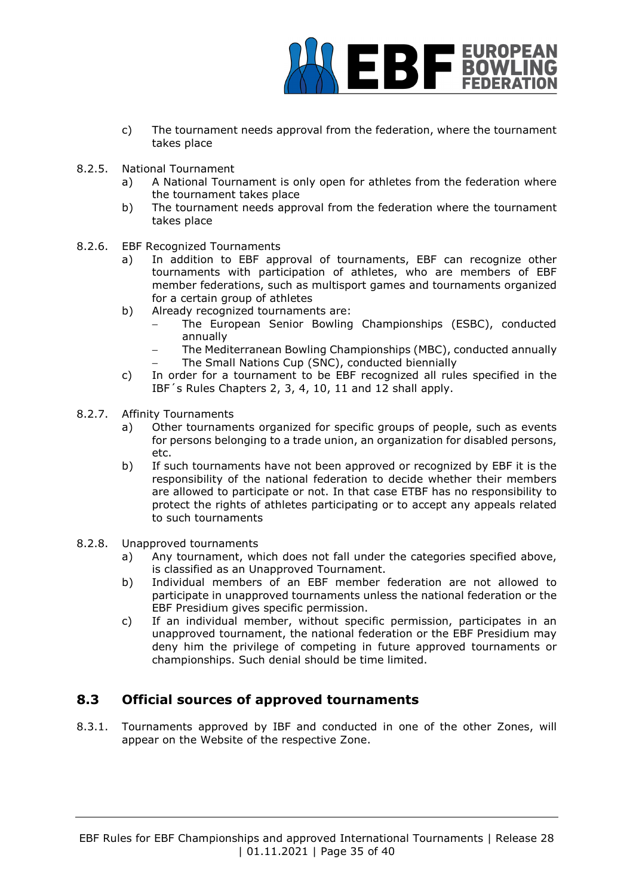c) The tournament needs approval from the federation, where the tournament takes place

8.2.5. National Tournament

a) A National Tournament is only open for athletes from the federation where the tournament takes place
b) The tournament needs approval from the federation where the tournament takes place

8.2.6. EBF Recognized Tournaments

a) In addition to EBF approval of tournaments, EBF can recognize other tournaments with participation of athletes, who are members of EBF member federations, such as multisport games and tournaments organized for a certain group of athletes
b) Already recognized tournaments are:
   - The European Senior Bowling Championships (ESBC), conducted annually
   - The Mediterranean Bowling Championships (MBC), conducted annually
   - The Small Nations Cup (SNC), conducted biennially
c) In order for a tournament to be EBF recognized all rules specified in the IBF´s Rules Chapters 2, 3, 4, 10, 11 and 12 shall apply.

8.2.7. Affinity Tournaments

a) Other tournaments organized for specific groups of people, such as events for persons belonging to a trade union, an organization for disabled persons, etc.
b) If such tournaments have not been approved or recognized by EBF it is the responsibility of the national federation to decide whether their members are allowed to participate or not. In that case ETBF has no responsibility to protect the rights of athletes participating or to accept any appeals related to such tournaments

8.2.8. Unapproved tournaments

a) Any tournament, which does not fall under the categories specified above, is classified as an Unapproved Tournament.
b) Individual members of an EBF member federation are not allowed to participate in unapproved tournaments unless the national federation or the EBF Presidium gives specific permission.
c) If an individual member, without specific permission, participates in an unapproved tournament, the national federation or the EBF Presidium may deny him the privilege of competing in future approved tournaments or championships. Such denial should be time limited.

## 8.3 Official sources of approved tournaments

8.3.1. Tournaments approved by IBF and conducted in one of the other Zones, will appear on the Website of the respective Zone.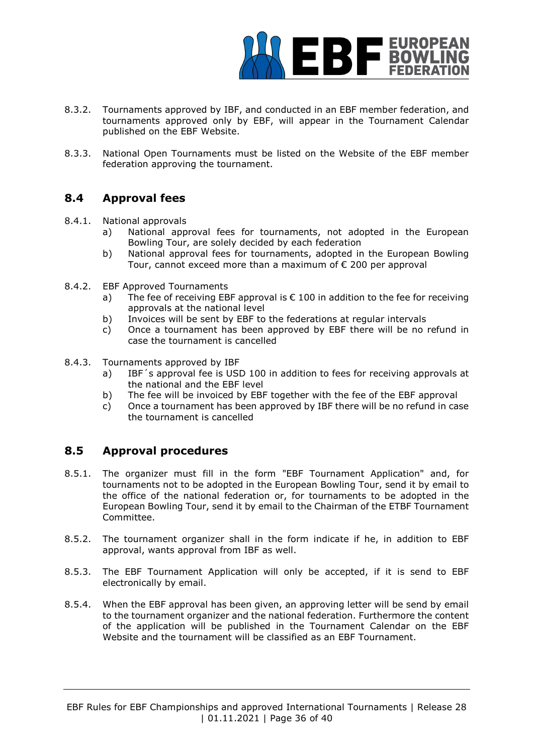8.3.2. Tournaments approved by IBF, and conducted in an EBF member federation, and tournaments approved only by EBF, will appear in the Tournament Calendar published on the EBF Website.

8.3.3. National Open Tournaments must be listed on the Website of the EBF member federation approving the tournament.

## 8.4 Approval fees

8.4.1. National approvals

a) National approval fees for tournaments, not adopted in the European Bowling Tour, are solely decided by each federation

b) National approval fees for tournaments, adopted in the European Bowling Tour, cannot exceed more than a maximum of € 200 per approval

8.4.2. EBF Approved Tournaments

a) The fee of receiving EBF approval is € 100 in addition to the fee for receiving approvals at the national level

b) Invoices will be sent by EBF to the federations at regular intervals

c) Once a tournament has been approved by EBF there will be no refund in case the tournament is cancelled

8.4.3. Tournaments approved by IBF

a) IBF´s approval fee is USD 100 in addition to fees for receiving approvals at the national and the EBF level

b) The fee will be invoiced by EBF together with the fee of the EBF approval

c) Once a tournament has been approved by IBF there will be no refund in case the tournament is cancelled

## 8.5 Approval procedures

8.5.1. The organizer must fill in the form "EBF Tournament Application" and, for tournaments not to be adopted in the European Bowling Tour, send it by email to the office of the national federation or, for tournaments to be adopted in the European Bowling Tour, send it by email to the Chairman of the ETBF Tournament Committee.

8.5.2. The tournament organizer shall in the form indicate if he, in addition to EBF approval, wants approval from IBF as well.

8.5.3. The EBF Tournament Application will only be accepted, if it is send to EBF electronically by email.

8.5.4. When the EBF approval has been given, an approving letter will be send by email to the tournament organizer and the national federation. Furthermore the content of the application will be published in the Tournament Calendar on the EBF Website and the tournament will be classified as an EBF Tournament.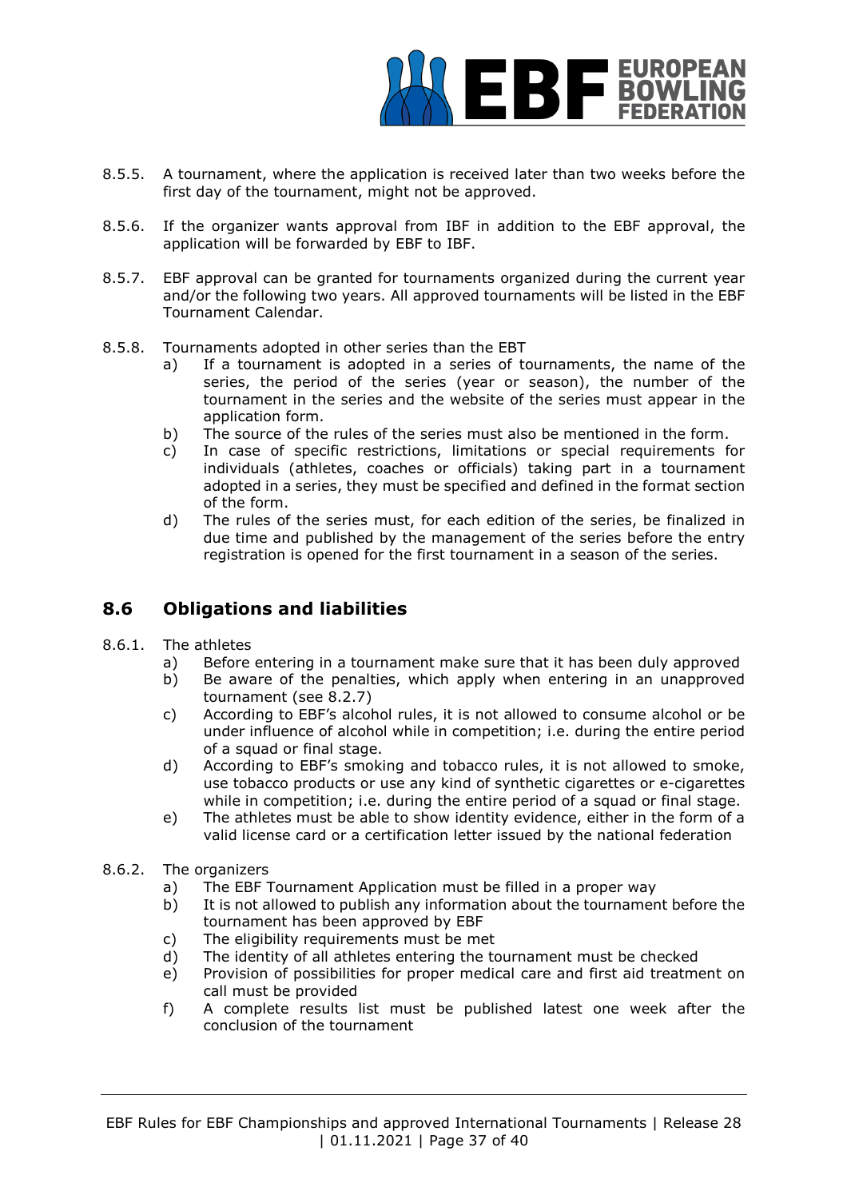8.5.5. A tournament, where the application is received later than two weeks before the first day of the tournament, might not be approved.

8.5.6. If the organizer wants approval from IBF in addition to the EBF approval, the application will be forwarded by EBF to IBF.

8.5.7. EBF approval can be granted for tournaments organized during the current year and/or the following two years. All approved tournaments will be listed in the EBF Tournament Calendar.

8.5.8. Tournaments adopted in other series than the EBT

a) If a tournament is adopted in a series of tournaments, the name of the series, the period of the series (year or season), the number of the tournament in the series and the website of the series must appear in the application form.

b) The source of the rules of the series must also be mentioned in the form.

c) In case of specific restrictions, limitations or special requirements for individuals (athletes, coaches or officials) taking part in a tournament adopted in a series, they must be specified and defined in the format section of the form.

d) The rules of the series must, for each edition of the series, be finalized in due time and published by the management of the series before the entry registration is opened for the first tournament in a season of the series.

## 8.6 Obligations and liabilities

8.6.1. The athletes

a) Before entering in a tournament make sure that it has been duly approved

b) Be aware of the penalties, which apply when entering in an unapproved tournament (see 8.2.7)

c) According to EBF's alcohol rules, it is not allowed to consume alcohol or be under influence of alcohol while in competition; i.e. during the entire period of a squad or final stage.

d) According to EBF's smoking and tobacco rules, it is not allowed to smoke, use tobacco products or use any kind of synthetic cigarettes or e-cigarettes while in competition; i.e. during the entire period of a squad or final stage.

e) The athletes must be able to show identity evidence, either in the form of a valid license card or a certification letter issued by the national federation

8.6.2. The organizers

a) The EBF Tournament Application must be filled in a proper way

b) It is not allowed to publish any information about the tournament before the tournament has been approved by EBF

c) The eligibility requirements must be met

d) The identity of all athletes entering the tournament must be checked

e) Provision of possibilities for proper medical care and first aid treatment on call must be provided

f) A complete results list must be published latest one week after the conclusion of the tournament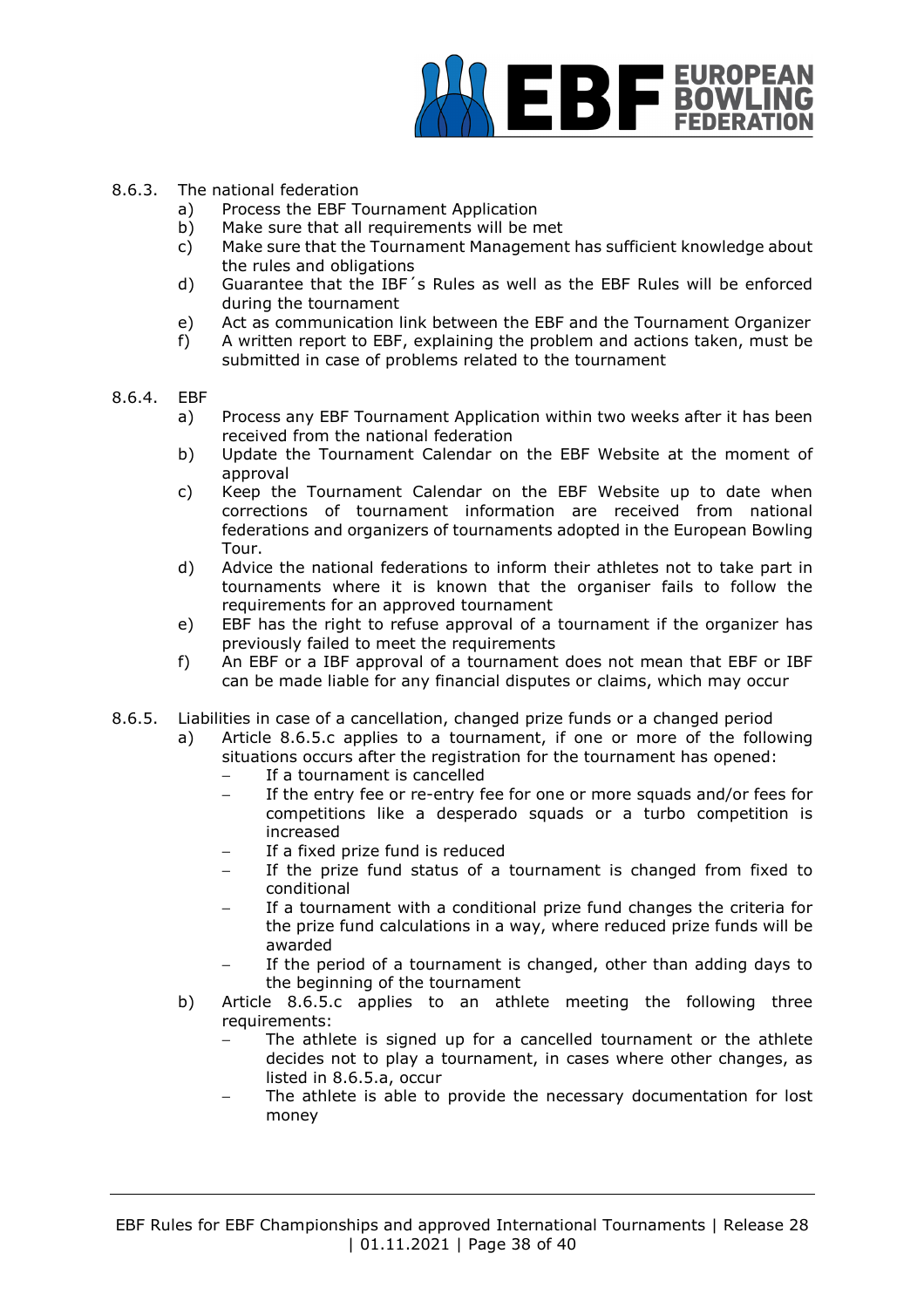8.6.3. The national federation

a) Process the EBF Tournament Application
b) Make sure that all requirements will be met
c) Make sure that the Tournament Management has sufficient knowledge about the rules and obligations
d) Guarantee that the IBF´s Rules as well as the EBF Rules will be enforced during the tournament
e) Act as communication link between the EBF and the Tournament Organizer
f) A written report to EBF, explaining the problem and actions taken, must be submitted in case of problems related to the tournament

8.6.4. EBF

a) Process any EBF Tournament Application within two weeks after it has been received from the national federation
b) Update the Tournament Calendar on the EBF Website at the moment of approval
c) Keep the Tournament Calendar on the EBF Website up to date when corrections of tournament information are received from national federations and organizers of tournaments adopted in the European Bowling Tour.
d) Advice the national federations to inform their athletes not to take part in tournaments where it is known that the organiser fails to follow the requirements for an approved tournament
e) EBF has the right to refuse approval of a tournament if the organizer has previously failed to meet the requirements
f) An EBF or a IBF approval of a tournament does not mean that EBF or IBF can be made liable for any financial disputes or claims, which may occur

8.6.5. Liabilities in case of a cancellation, changed prize funds or a changed period

a) Article 8.6.5.c applies to a tournament, if one or more of the following situations occurs after the registration for the tournament has opened:
   - If a tournament is cancelled
   - If the entry fee or re-entry fee for one or more squads and/or fees for competitions like a desperado squads or a turbo competition is increased
   - If a fixed prize fund is reduced
   - If the prize fund status of a tournament is changed from fixed to conditional
   - If a tournament with a conditional prize fund changes the criteria for the prize fund calculations in a way, where reduced prize funds will be awarded
   - If the period of a tournament is changed, other than adding days to the beginning of the tournament
b) Article 8.6.5.c applies to an athlete meeting the following three requirements:
   - The athlete is signed up for a cancelled tournament or the athlete decides not to play a tournament, in cases where other changes, as listed in 8.6.5.a, occur
   - The athlete is able to provide the necessary documentation for lost money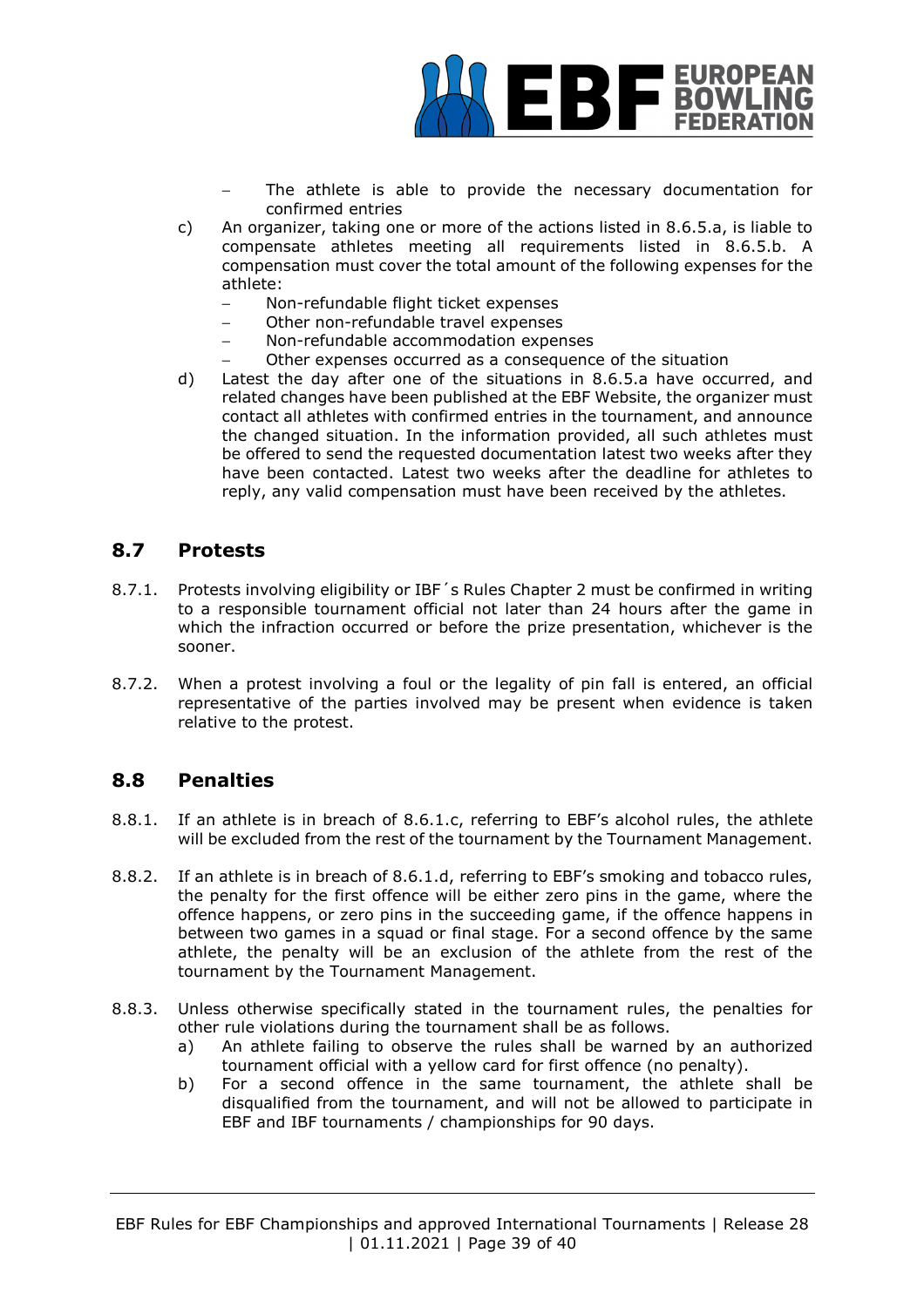- The athlete is able to provide the necessary documentation for confirmed entries

c) An organizer, taking one or more of the actions listed in 8.6.5.a, is liable to compensate athletes meeting all requirements listed in 8.6.5.b. A compensation must cover the total amount of the following expenses for the athlete:
   - Non-refundable flight ticket expenses
   - Other non-refundable travel expenses
   - Non-refundable accommodation expenses
   - Other expenses occurred as a consequence of the situation

d) Latest the day after one of the situations in 8.6.5.a have occurred, and related changes have been published at the EBF Website, the organizer must contact all athletes with confirmed entries in the tournament, and announce the changed situation. In the information provided, all such athletes must be offered to send the requested documentation latest two weeks after they have been contacted. Latest two weeks after the deadline for athletes to reply, any valid compensation must have been received by the athletes.

## 8.7 Protests

8.7.1. Protests involving eligibility or IBF´s Rules Chapter 2 must be confirmed in writing to a responsible tournament official not later than 24 hours after the game in which the infraction occurred or before the prize presentation, whichever is the sooner.

8.7.2. When a protest involving a foul or the legality of pin fall is entered, an official representative of the parties involved may be present when evidence is taken relative to the protest.

## 8.8 Penalties

8.8.1. If an athlete is in breach of 8.6.1.c, referring to EBF's alcohol rules, the athlete will be excluded from the rest of the tournament by the Tournament Management.

8.8.2. If an athlete is in breach of 8.6.1.d, referring to EBF's smoking and tobacco rules, the penalty for the first offence will be either zero pins in the game, where the offence happens, or zero pins in the succeeding game, if the offence happens in between two games in a squad or final stage. For a second offence by the same athlete, the penalty will be an exclusion of the athlete from the rest of the tournament by the Tournament Management.

8.8.3. Unless otherwise specifically stated in the tournament rules, the penalties for other rule violations during the tournament shall be as follows.

a) An athlete failing to observe the rules shall be warned by an authorized tournament official with a yellow card for first offence (no penalty).

b) For a second offence in the same tournament, the athlete shall be disqualified from the tournament, and will not be allowed to participate in EBF and IBF tournaments / championships for 90 days.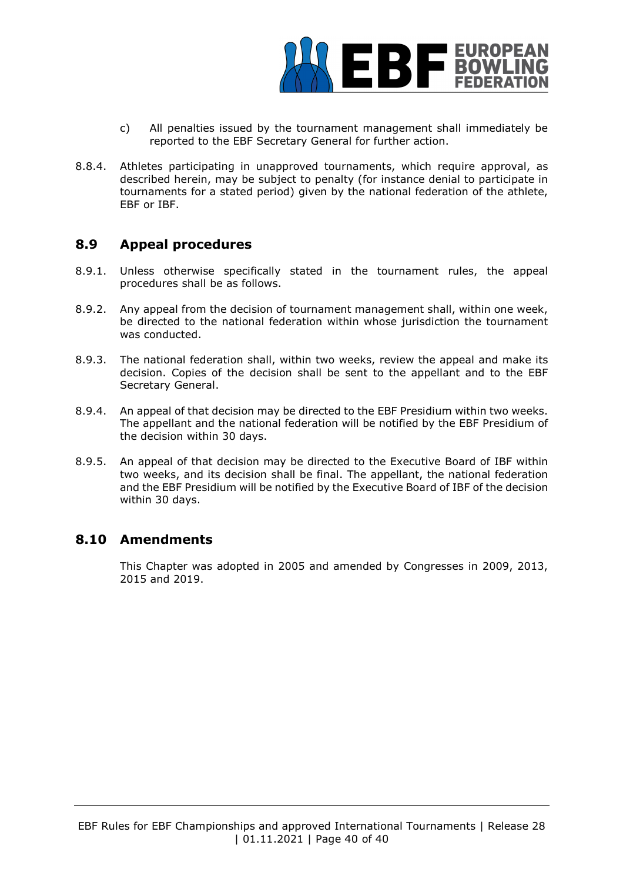c) All penalties issued by the tournament management shall immediately be reported to the EBF Secretary General for further action.

8.8.4. Athletes participating in unapproved tournaments, which require approval, as described herein, may be subject to penalty (for instance denial to participate in tournaments for a stated period) given by the national federation of the athlete, EBF or IBF.

## 8.9 Appeal procedures

8.9.1. Unless otherwise specifically stated in the tournament rules, the appeal procedures shall be as follows.

8.9.2. Any appeal from the decision of tournament management shall, within one week, be directed to the national federation within whose jurisdiction the tournament was conducted.

8.9.3. The national federation shall, within two weeks, review the appeal and make its decision. Copies of the decision shall be sent to the appellant and to the EBF Secretary General.

8.9.4. An appeal of that decision may be directed to the EBF Presidium within two weeks. The appellant and the national federation will be notified by the EBF Presidium of the decision within 30 days.

8.9.5. An appeal of that decision may be directed to the Executive Board of IBF within two weeks, and its decision shall be final. The appellant, the national federation and the EBF Presidium will be notified by the Executive Board of IBF of the decision within 30 days.

## 8.10 Amendments

This Chapter was adopted in 2005 and amended by Congresses in 2009, 2013, 2015 and 2019.